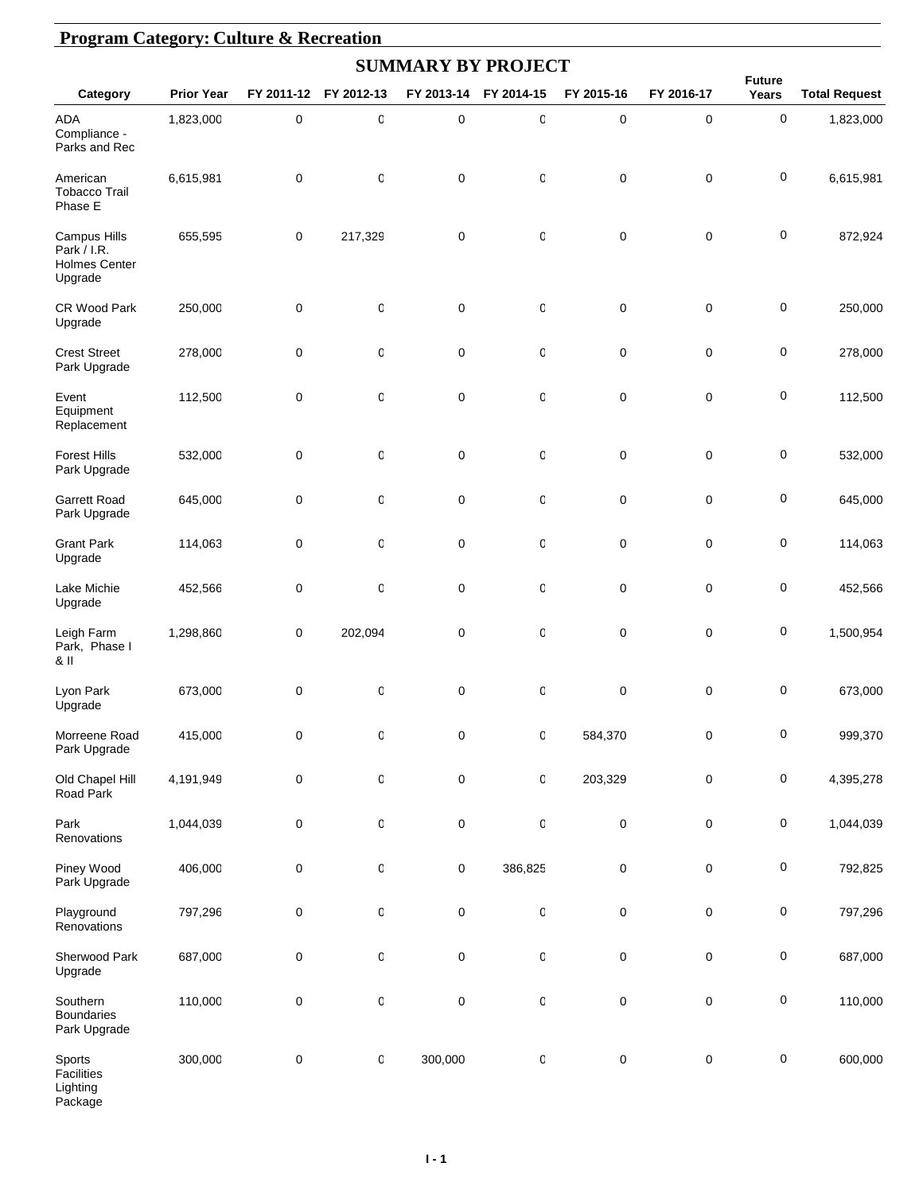## Program Category: Culture & Recreation

### SUMMARY BY PROJECT

| Category | Prior Year | FY 2011-12 | FY 2012-13 | FY 2013-14 | FY 2014-15 | FY 2015-16 | FY 2016-17 | Future Years | Total Request |
|---|---|---|---|---|---|---|---|---|---|
| ADA Compliance - Parks and Rec | 1,823,000 | 0 | 0 | 0 | 0 | 0 | 0 | 0 | 1,823,000 |
| American Tobacco Trail Phase E | 6,615,981 | 0 | 0 | 0 | 0 | 0 | 0 | 0 | 6,615,981 |
| Campus Hills Park / I.R. Holmes Center Upgrade | 655,595 | 0 | 217,329 | 0 | 0 | 0 | 0 | 0 | 872,924 |
| CR Wood Park Upgrade | 250,000 | 0 | 0 | 0 | 0 | 0 | 0 | 0 | 250,000 |
| Crest Street Park Upgrade | 278,000 | 0 | 0 | 0 | 0 | 0 | 0 | 0 | 278,000 |
| Event Equipment Replacement | 112,500 | 0 | 0 | 0 | 0 | 0 | 0 | 0 | 112,500 |
| Forest Hills Park Upgrade | 532,000 | 0 | 0 | 0 | 0 | 0 | 0 | 0 | 532,000 |
| Garrett Road Park Upgrade | 645,000 | 0 | 0 | 0 | 0 | 0 | 0 | 0 | 645,000 |
| Grant Park Upgrade | 114,063 | 0 | 0 | 0 | 0 | 0 | 0 | 0 | 114,063 |
| Lake Michie Upgrade | 452,566 | 0 | 0 | 0 | 0 | 0 | 0 | 0 | 452,566 |
| Leigh Farm Park, Phase I & II | 1,298,860 | 0 | 202,094 | 0 | 0 | 0 | 0 | 0 | 1,500,954 |
| Lyon Park Upgrade | 673,000 | 0 | 0 | 0 | 0 | 0 | 0 | 0 | 673,000 |
| Morreene Road Park Upgrade | 415,000 | 0 | 0 | 0 | 0 | 584,370 | 0 | 0 | 999,370 |
| Old Chapel Hill Road Park | 4,191,949 | 0 | 0 | 0 | 0 | 203,329 | 0 | 0 | 4,395,278 |
| Park Renovations | 1,044,039 | 0 | 0 | 0 | 0 | 0 | 0 | 0 | 1,044,039 |
| Piney Wood Park Upgrade | 406,000 | 0 | 0 | 0 | 386,825 | 0 | 0 | 0 | 792,825 |
| Playground Renovations | 797,296 | 0 | 0 | 0 | 0 | 0 | 0 | 0 | 797,296 |
| Sherwood Park Upgrade | 687,000 | 0 | 0 | 0 | 0 | 0 | 0 | 0 | 687,000 |
| Southern Boundaries Park Upgrade | 110,000 | 0 | 0 | 0 | 0 | 0 | 0 | 0 | 110,000 |
| Sports Facilities Lighting Package | 300,000 | 0 | 0 | 300,000 | 0 | 0 | 0 | 0 | 600,000 |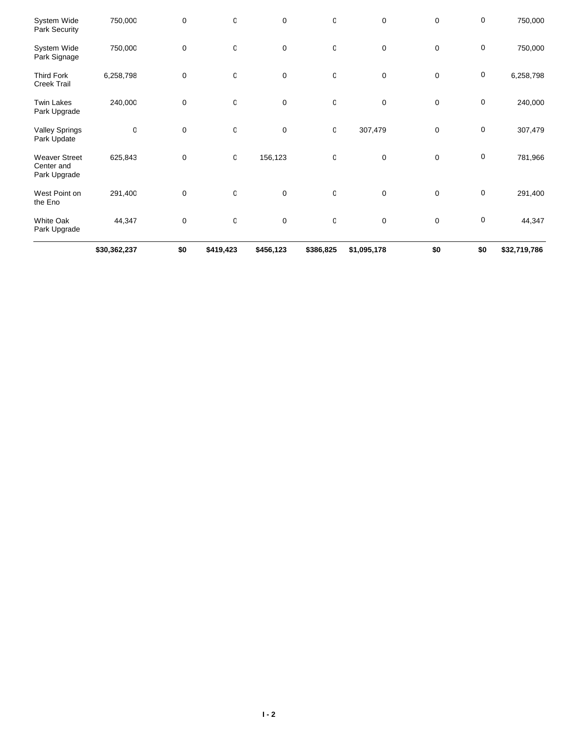| | | | | | | | | | |
|---|---|---|---|---|---|---|---|---|---|
| System Wide Park Security | 750,000 | 0 | 0 | 0 | 0 | 0 | 0 | 0 | 750,000 |
| System Wide Park Signage | 750,000 | 0 | 0 | 0 | 0 | 0 | 0 | 0 | 750,000 |
| Third Fork Creek Trail | 6,258,798 | 0 | 0 | 0 | 0 | 0 | 0 | 0 | 6,258,798 |
| Twin Lakes Park Upgrade | 240,000 | 0 | 0 | 0 | 0 | 0 | 0 | 0 | 240,000 |
| Valley Springs Park Update | 0 | 0 | 0 | 0 | 0 | 307,479 | 0 | 0 | 307,479 |
| Weaver Street Center and Park Upgrade | 625,843 | 0 | 0 | 156,123 | 0 | 0 | 0 | 0 | 781,966 |
| West Point on the Eno | 291,400 | 0 | 0 | 0 | 0 | 0 | 0 | 0 | 291,400 |
| White Oak Park Upgrade | 44,347 | 0 | 0 | 0 | 0 | 0 | 0 | 0 | 44,347 |
| | **$30,362,237** | **$0** | **$419,423** | **$456,123** | **$386,825** | **$1,095,178** | **$0** | **$0** | **$32,719,786** |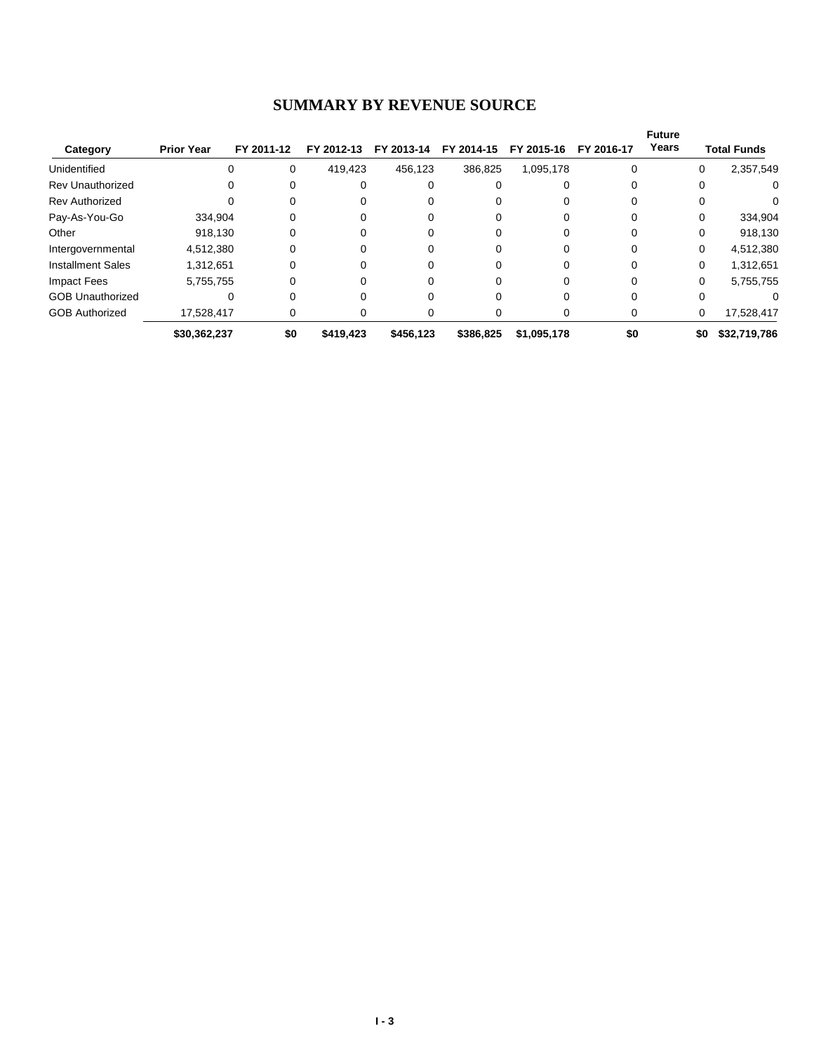# SUMMARY BY REVENUE SOURCE

| Category | Prior Year | FY 2011-12 | FY 2012-13 | FY 2013-14 | FY 2014-15 | FY 2015-16 | FY 2016-17 | Future Years | Total Funds |
|---|---|---|---|---|---|---|---|---|---|
| Unidentified | 0 | 0 | 419,423 | 456,123 | 386,825 | 1,095,178 | 0 | 0 | 2,357,549 |
| Rev Unauthorized | 0 | 0 | 0 | 0 | 0 | 0 | 0 | 0 | 0 |
| Rev Authorized | 0 | 0 | 0 | 0 | 0 | 0 | 0 | 0 | 0 |
| Pay-As-You-Go | 334,904 | 0 | 0 | 0 | 0 | 0 | 0 | 0 | 334,904 |
| Other | 918,130 | 0 | 0 | 0 | 0 | 0 | 0 | 0 | 918,130 |
| Intergovernmental | 4,512,380 | 0 | 0 | 0 | 0 | 0 | 0 | 0 | 4,512,380 |
| Installment Sales | 1,312,651 | 0 | 0 | 0 | 0 | 0 | 0 | 0 | 1,312,651 |
| Impact Fees | 5,755,755 | 0 | 0 | 0 | 0 | 0 | 0 | 0 | 5,755,755 |
| GOB Unauthorized | 0 | 0 | 0 | 0 | 0 | 0 | 0 | 0 | 0 |
| GOB Authorized | 17,528,417 | 0 | 0 | 0 | 0 | 0 | 0 | 0 | 17,528,417 |
| | **$30,362,237** | **$0** | **$419,423** | **$456,123** | **$386,825** | **$1,095,178** | **$0** | **$0** | **$32,719,786** |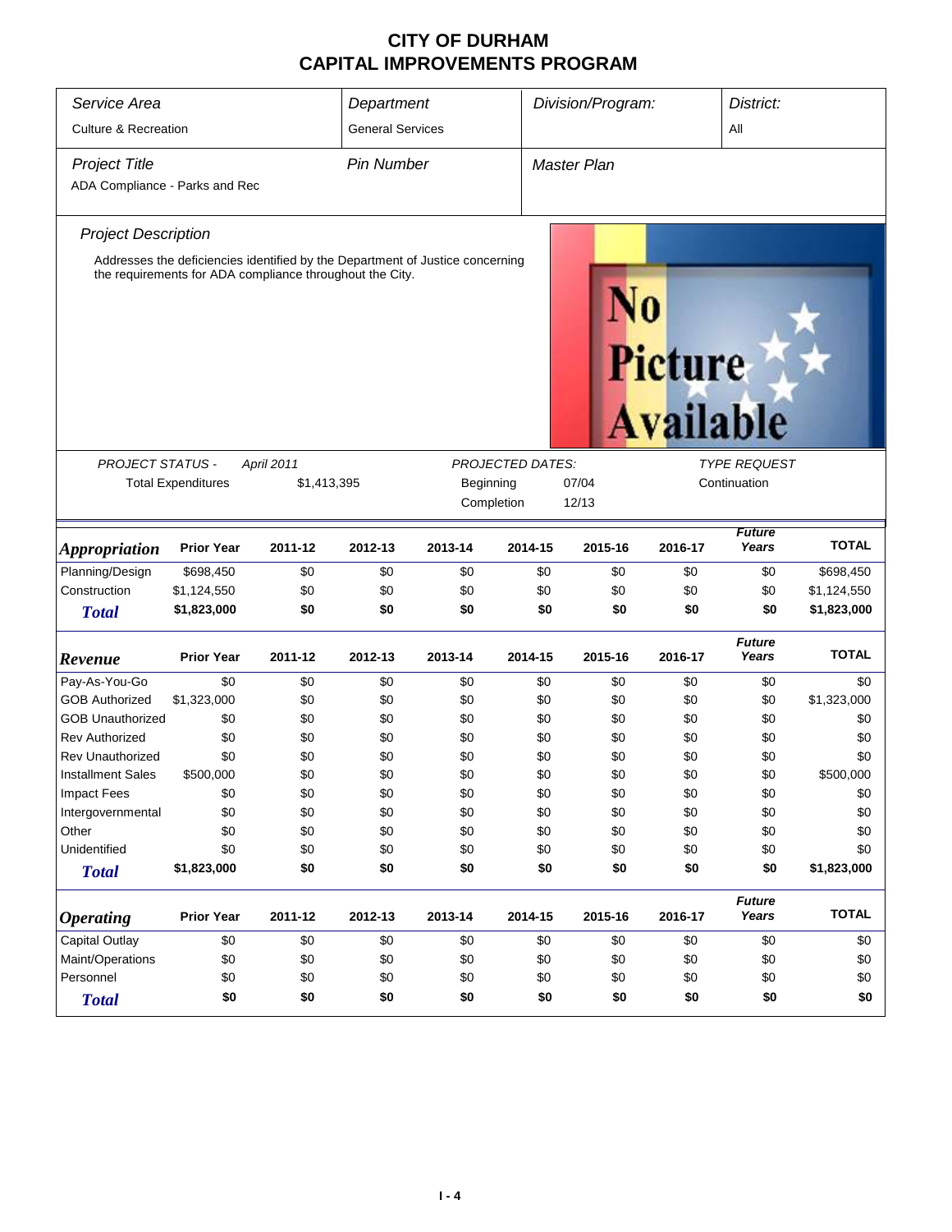# CITY OF DURHAM
# CAPITAL IMPROVEMENTS PROGRAM

| *Service Area* | *Department* | *Division/Program:* | *District:* |
|---|---|---|---|
| Culture & Recreation | General Services | | All |

| *Project Title* | *Pin Number* | *Master Plan* |
|---|---|---|
| ADA Compliance - Parks and Rec | | |

*Project Description*

Addresses the deficiencies identified by the Department of Justice concerning the requirements for ADA compliance throughout the City.

No Picture Available

| *PROJECT STATUS -* | *April 2011* | *PROJECTED DATES:* | | *TYPE REQUEST* |
|---|---|---|---|---|
| Total Expenditures | $1,413,395 | Beginning | 07/04 | Continuation |
| | | Completion | 12/13 | |

| ***Appropriation*** | **Prior Year** | **2011-12** | **2012-13** | **2013-14** | **2014-15** | **2015-16** | **2016-17** | ***Future Years*** | **TOTAL** |
|---|---|---|---|---|---|---|---|---|---|
| Planning/Design | $698,450 | $0 | $0 | $0 | $0 | $0 | $0 | $0 | $698,450 |
| Construction | $1,124,550 | $0 | $0 | $0 | $0 | $0 | $0 | $0 | $1,124,550 |
| ***Total*** | **$1,823,000** | **$0** | **$0** | **$0** | **$0** | **$0** | **$0** | **$0** | **$1,823,000** |

| ***Revenue*** | **Prior Year** | **2011-12** | **2012-13** | **2013-14** | **2014-15** | **2015-16** | **2016-17** | ***Future Years*** | **TOTAL** |
|---|---|---|---|---|---|---|---|---|---|
| Pay-As-You-Go | $0 | $0 | $0 | $0 | $0 | $0 | $0 | $0 | $0 |
| GOB Authorized | $1,323,000 | $0 | $0 | $0 | $0 | $0 | $0 | $0 | $1,323,000 |
| GOB Unauthorized | $0 | $0 | $0 | $0 | $0 | $0 | $0 | $0 | $0 |
| Rev Authorized | $0 | $0 | $0 | $0 | $0 | $0 | $0 | $0 | $0 |
| Rev Unauthorized | $0 | $0 | $0 | $0 | $0 | $0 | $0 | $0 | $0 |
| Installment Sales | $500,000 | $0 | $0 | $0 | $0 | $0 | $0 | $0 | $500,000 |
| Impact Fees | $0 | $0 | $0 | $0 | $0 | $0 | $0 | $0 | $0 |
| Intergovernmental | $0 | $0 | $0 | $0 | $0 | $0 | $0 | $0 | $0 |
| Other | $0 | $0 | $0 | $0 | $0 | $0 | $0 | $0 | $0 |
| Unidentified | $0 | $0 | $0 | $0 | $0 | $0 | $0 | $0 | $0 |
| ***Total*** | **$1,823,000** | **$0** | **$0** | **$0** | **$0** | **$0** | **$0** | **$0** | **$1,823,000** |

| ***Operating*** | **Prior Year** | **2011-12** | **2012-13** | **2013-14** | **2014-15** | **2015-16** | **2016-17** | ***Future Years*** | **TOTAL** |
|---|---|---|---|---|---|---|---|---|---|
| Capital Outlay | $0 | $0 | $0 | $0 | $0 | $0 | $0 | $0 | $0 |
| Maint/Operations | $0 | $0 | $0 | $0 | $0 | $0 | $0 | $0 | $0 |
| Personnel | $0 | $0 | $0 | $0 | $0 | $0 | $0 | $0 | $0 |
| ***Total*** | **$0** | **$0** | **$0** | **$0** | **$0** | **$0** | **$0** | **$0** | **$0** |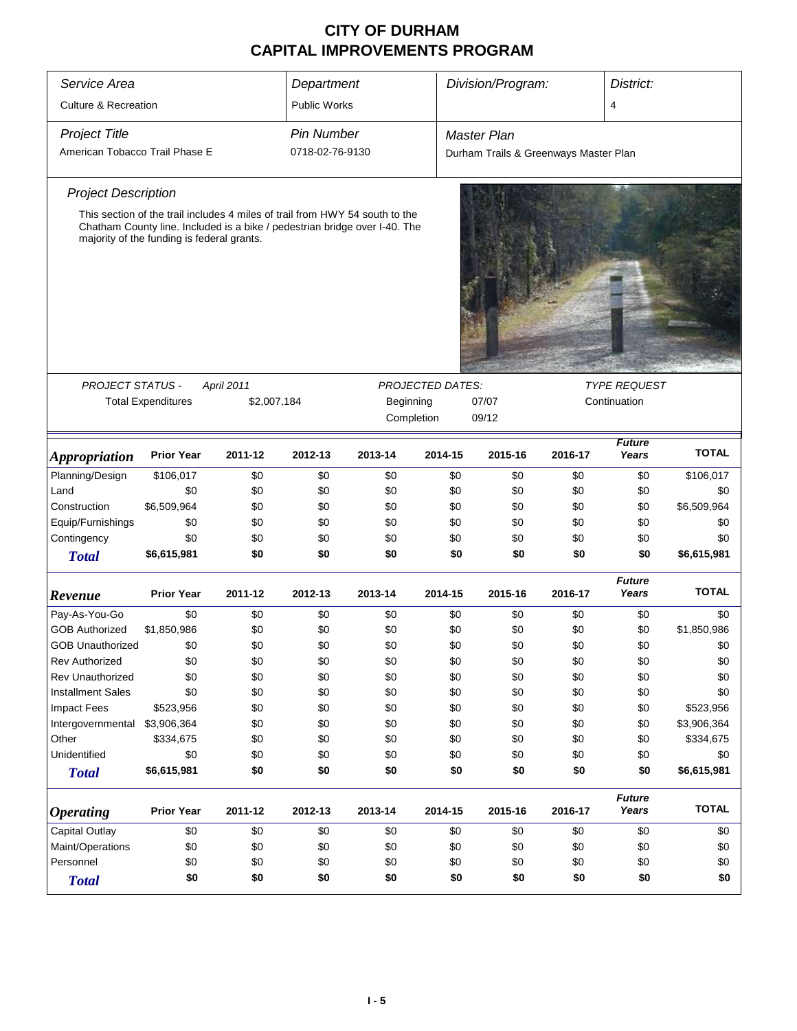# CITY OF DURHAM
# CAPITAL IMPROVEMENTS PROGRAM

| *Service Area* | *Department* | *Division/Program:* | *District:* |
|---|---|---|---|
| Culture & Recreation | Public Works | | 4 |

| *Project Title* | *Pin Number* | *Master Plan* |
|---|---|---|
| American Tobacco Trail Phase E | 0718-02-76-9130 | Durham Trails & Greenways Master Plan |

*Project Description*

This section of the trail includes 4 miles of trail from HWY 54 south to the Chatham County line. Included is a bike / pedestrian bridge over I-40. The majority of the funding is federal grants.

| *PROJECT STATUS -* | *April 2011* | *PROJECTED DATES:* | | *TYPE REQUEST* |
|---|---|---|---|---|
| Total Expenditures | $2,007,184 | Beginning | 07/07 | Continuation |
| | | Completion | 09/12 | |

| *Appropriation* | Prior Year | 2011-12 | 2012-13 | 2013-14 | 2014-15 | 2015-16 | 2016-17 | *Future Years* | TOTAL |
|---|---|---|---|---|---|---|---|---|---|
| Planning/Design | $106,017 | $0 | $0 | $0 | $0 | $0 | $0 | $0 | $106,017 |
| Land | $0 | $0 | $0 | $0 | $0 | $0 | $0 | $0 | $0 |
| Construction | $6,509,964 | $0 | $0 | $0 | $0 | $0 | $0 | $0 | $6,509,964 |
| Equip/Furnishings | $0 | $0 | $0 | $0 | $0 | $0 | $0 | $0 | $0 |
| Contingency | $0 | $0 | $0 | $0 | $0 | $0 | $0 | $0 | $0 |
| ***Total*** | **$6,615,981** | **$0** | **$0** | **$0** | **$0** | **$0** | **$0** | **$0** | **$6,615,981** |

| *Revenue* | Prior Year | 2011-12 | 2012-13 | 2013-14 | 2014-15 | 2015-16 | 2016-17 | *Future Years* | TOTAL |
|---|---|---|---|---|---|---|---|---|---|
| Pay-As-You-Go | $0 | $0 | $0 | $0 | $0 | $0 | $0 | $0 | $0 |
| GOB Authorized | $1,850,986 | $0 | $0 | $0 | $0 | $0 | $0 | $0 | $1,850,986 |
| GOB Unauthorized | $0 | $0 | $0 | $0 | $0 | $0 | $0 | $0 | $0 |
| Rev Authorized | $0 | $0 | $0 | $0 | $0 | $0 | $0 | $0 | $0 |
| Rev Unauthorized | $0 | $0 | $0 | $0 | $0 | $0 | $0 | $0 | $0 |
| Installment Sales | $0 | $0 | $0 | $0 | $0 | $0 | $0 | $0 | $0 |
| Impact Fees | $523,956 | $0 | $0 | $0 | $0 | $0 | $0 | $0 | $523,956 |
| Intergovernmental | $3,906,364 | $0 | $0 | $0 | $0 | $0 | $0 | $0 | $3,906,364 |
| Other | $334,675 | $0 | $0 | $0 | $0 | $0 | $0 | $0 | $334,675 |
| Unidentified | $0 | $0 | $0 | $0 | $0 | $0 | $0 | $0 | $0 |
| ***Total*** | **$6,615,981** | **$0** | **$0** | **$0** | **$0** | **$0** | **$0** | **$0** | **$6,615,981** |

| *Operating* | Prior Year | 2011-12 | 2012-13 | 2013-14 | 2014-15 | 2015-16 | 2016-17 | *Future Years* | TOTAL |
|---|---|---|---|---|---|---|---|---|---|
| Capital Outlay | $0 | $0 | $0 | $0 | $0 | $0 | $0 | $0 | $0 |
| Maint/Operations | $0 | $0 | $0 | $0 | $0 | $0 | $0 | $0 | $0 |
| Personnel | $0 | $0 | $0 | $0 | $0 | $0 | $0 | $0 | $0 |
| ***Total*** | **$0** | **$0** | **$0** | **$0** | **$0** | **$0** | **$0** | **$0** | **$0** |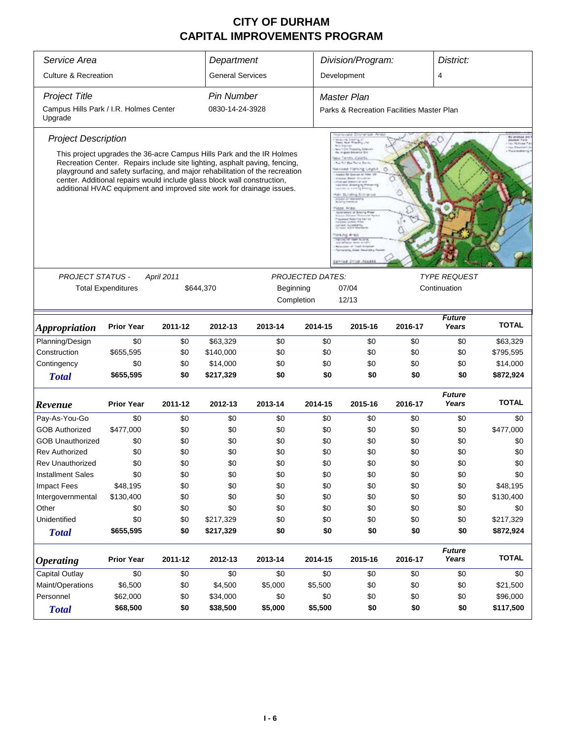# CITY OF DURHAM
## CAPITAL IMPROVEMENTS PROGRAM

| *Service Area* | *Department* | *Division/Program:* | *District:* |
|---|---|---|---|
| Culture & Recreation | General Services | Development | 4 |

| *Project Title* | *Pin Number* | *Master Plan* |
|---|---|---|
| Campus Hills Park / I.R. Holmes Center Upgrade | 0830-14-24-3928 | Parks & Recreation Facilities Master Plan |

*Project Description*

This project upgrades the 36-acre Campus Hills Park and the IR Holmes Recreation Center. Repairs include site lighting, asphalt paving, fencing, playground and safety surfacing, and major rehabilitation of the recreation center. Additional repairs would include glass block wall construction, additional HVAC equipment and improved site work for drainage issues.

| *PROJECT STATUS -* | *April 2011* | *PROJECTED DATES:* | | *TYPE REQUEST* |
|---|---|---|---|---|
| Total Expenditures | $644,370 | Beginning | 07/04 | Continuation |
| | | Completion | 12/13 | |

| *Appropriation* | Prior Year | 2011-12 | 2012-13 | 2013-14 | 2014-15 | 2015-16 | 2016-17 | *Future Years* | TOTAL |
|---|---|---|---|---|---|---|---|---|---|
| Planning/Design | $0 | $0 | $63,329 | $0 | $0 | $0 | $0 | $0 | $63,329 |
| Construction | $655,595 | $0 | $140,000 | $0 | $0 | $0 | $0 | $0 | $795,595 |
| Contingency | $0 | $0 | $14,000 | $0 | $0 | $0 | $0 | $0 | $14,000 |
| **Total** | **$655,595** | **$0** | **$217,329** | **$0** | **$0** | **$0** | **$0** | **$0** | **$872,924** |

| *Revenue* | Prior Year | 2011-12 | 2012-13 | 2013-14 | 2014-15 | 2015-16 | 2016-17 | *Future Years* | TOTAL |
|---|---|---|---|---|---|---|---|---|---|
| Pay-As-You-Go | $0 | $0 | $0 | $0 | $0 | $0 | $0 | $0 | $0 |
| GOB Authorized | $477,000 | $0 | $0 | $0 | $0 | $0 | $0 | $0 | $477,000 |
| GOB Unauthorized | $0 | $0 | $0 | $0 | $0 | $0 | $0 | $0 | $0 |
| Rev Authorized | $0 | $0 | $0 | $0 | $0 | $0 | $0 | $0 | $0 |
| Rev Unauthorized | $0 | $0 | $0 | $0 | $0 | $0 | $0 | $0 | $0 |
| Installment Sales | $0 | $0 | $0 | $0 | $0 | $0 | $0 | $0 | $0 |
| Impact Fees | $48,195 | $0 | $0 | $0 | $0 | $0 | $0 | $0 | $48,195 |
| Intergovernmental | $130,400 | $0 | $0 | $0 | $0 | $0 | $0 | $0 | $130,400 |
| Other | $0 | $0 | $0 | $0 | $0 | $0 | $0 | $0 | $0 |
| Unidentified | $0 | $0 | $217,329 | $0 | $0 | $0 | $0 | $0 | $217,329 |
| **Total** | **$655,595** | **$0** | **$217,329** | **$0** | **$0** | **$0** | **$0** | **$0** | **$872,924** |

| *Operating* | Prior Year | 2011-12 | 2012-13 | 2013-14 | 2014-15 | 2015-16 | 2016-17 | *Future Years* | TOTAL |
|---|---|---|---|---|---|---|---|---|---|
| Capital Outlay | $0 | $0 | $0 | $0 | $0 | $0 | $0 | $0 | $0 |
| Maint/Operations | $6,500 | $0 | $4,500 | $5,000 | $5,500 | $0 | $0 | $0 | $21,500 |
| Personnel | $62,000 | $0 | $34,000 | $0 | $0 | $0 | $0 | $0 | $96,000 |
| **Total** | **$68,500** | **$0** | **$38,500** | **$5,000** | **$5,500** | **$0** | **$0** | **$0** | **$117,500** |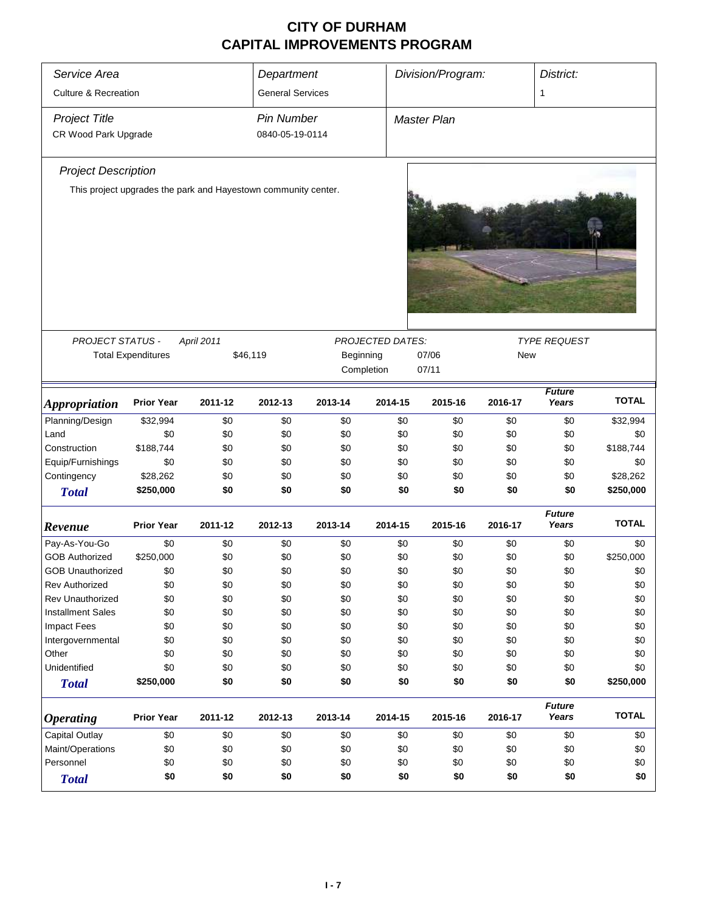# CITY OF DURHAM
# CAPITAL IMPROVEMENTS PROGRAM

| *Service Area* | *Department* | *Division/Program:* | *District:* |
|---|---|---|---|
| Culture & Recreation | General Services | | 1 |

| *Project Title* | *Pin Number* | *Master Plan* |
|---|---|---|
| CR Wood Park Upgrade | 0840-05-19-0114 | |

*Project Description*

This project upgrades the park and Hayestown community center.

| *PROJECT STATUS -* | *April 2011* | *PROJECTED DATES:* | | *TYPE REQUEST* |
|---|---|---|---|---|
| Total Expenditures | $46,119 | Beginning | 07/06 | New |
| | | Completion | 07/11 | |

| *Appropriation* | Prior Year | 2011-12 | 2012-13 | 2013-14 | 2014-15 | 2015-16 | 2016-17 | *Future Years* | TOTAL |
|---|---|---|---|---|---|---|---|---|---|
| Planning/Design | $32,994 | $0 | $0 | $0 | $0 | $0 | $0 | $0 | $32,994 |
| Land | $0 | $0 | $0 | $0 | $0 | $0 | $0 | $0 | $0 |
| Construction | $188,744 | $0 | $0 | $0 | $0 | $0 | $0 | $0 | $188,744 |
| Equip/Furnishings | $0 | $0 | $0 | $0 | $0 | $0 | $0 | $0 | $0 |
| Contingency | $28,262 | $0 | $0 | $0 | $0 | $0 | $0 | $0 | $28,262 |
| ***Total*** | **$250,000** | **$0** | **$0** | **$0** | **$0** | **$0** | **$0** | **$0** | **$250,000** |

| *Revenue* | Prior Year | 2011-12 | 2012-13 | 2013-14 | 2014-15 | 2015-16 | 2016-17 | *Future Years* | TOTAL |
|---|---|---|---|---|---|---|---|---|---|
| Pay-As-You-Go | $0 | $0 | $0 | $0 | $0 | $0 | $0 | $0 | $0 |
| GOB Authorized | $250,000 | $0 | $0 | $0 | $0 | $0 | $0 | $0 | $250,000 |
| GOB Unauthorized | $0 | $0 | $0 | $0 | $0 | $0 | $0 | $0 | $0 |
| Rev Authorized | $0 | $0 | $0 | $0 | $0 | $0 | $0 | $0 | $0 |
| Rev Unauthorized | $0 | $0 | $0 | $0 | $0 | $0 | $0 | $0 | $0 |
| Installment Sales | $0 | $0 | $0 | $0 | $0 | $0 | $0 | $0 | $0 |
| Impact Fees | $0 | $0 | $0 | $0 | $0 | $0 | $0 | $0 | $0 |
| Intergovernmental | $0 | $0 | $0 | $0 | $0 | $0 | $0 | $0 | $0 |
| Other | $0 | $0 | $0 | $0 | $0 | $0 | $0 | $0 | $0 |
| Unidentified | $0 | $0 | $0 | $0 | $0 | $0 | $0 | $0 | $0 |
| ***Total*** | **$250,000** | **$0** | **$0** | **$0** | **$0** | **$0** | **$0** | **$0** | **$250,000** |

| *Operating* | Prior Year | 2011-12 | 2012-13 | 2013-14 | 2014-15 | 2015-16 | 2016-17 | *Future Years* | TOTAL |
|---|---|---|---|---|---|---|---|---|---|
| Capital Outlay | $0 | $0 | $0 | $0 | $0 | $0 | $0 | $0 | $0 |
| Maint/Operations | $0 | $0 | $0 | $0 | $0 | $0 | $0 | $0 | $0 |
| Personnel | $0 | $0 | $0 | $0 | $0 | $0 | $0 | $0 | $0 |
| ***Total*** | **$0** | **$0** | **$0** | **$0** | **$0** | **$0** | **$0** | **$0** | **$0** |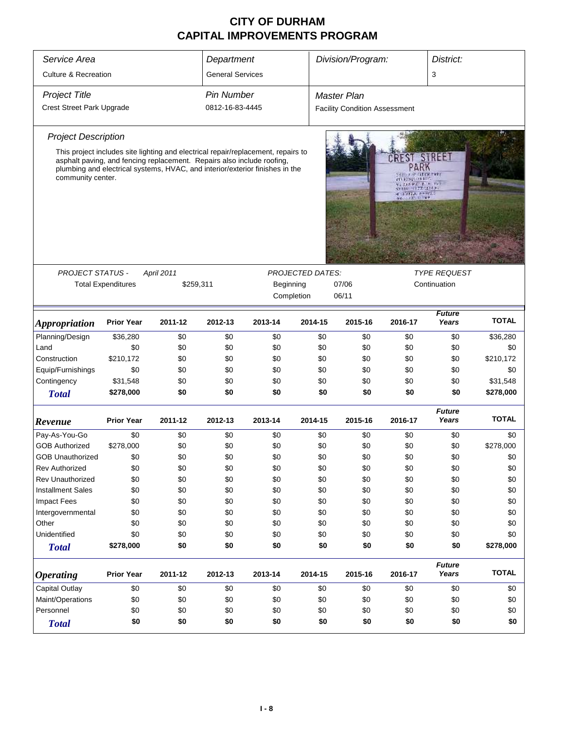# CITY OF DURHAM
# CAPITAL IMPROVEMENTS PROGRAM

| *Service Area* | *Department* | *Division/Program:* | *District:* |
|---|---|---|---|
| Culture & Recreation | General Services | | 3 |
| *Project Title* | *Pin Number* | *Master Plan* | |
| Crest Street Park Upgrade | 0812-16-83-4445 | Facility Condition Assessment | |

*Project Description*

This project includes site lighting and electrical repair/replacement, repairs to asphalt paving, and fencing replacement. Repairs also include roofing, plumbing and electrical systems, HVAC, and interior/exterior finishes in the community center.

| *PROJECT STATUS -* | *April 2011* | *PROJECTED DATES:* | | *TYPE REQUEST* |
|---|---|---|---|---|
| Total Expenditures | $259,311 | Beginning | 07/06 | Continuation |
| | | Completion | 06/11 | |

| *Appropriation* | Prior Year | 2011-12 | 2012-13 | 2013-14 | 2014-15 | 2015-16 | 2016-17 | *Future Years* | TOTAL |
|---|---|---|---|---|---|---|---|---|---|
| Planning/Design | $36,280 | $0 | $0 | $0 | $0 | $0 | $0 | $0 | $36,280 |
| Land | $0 | $0 | $0 | $0 | $0 | $0 | $0 | $0 | $0 |
| Construction | $210,172 | $0 | $0 | $0 | $0 | $0 | $0 | $0 | $210,172 |
| Equip/Furnishings | $0 | $0 | $0 | $0 | $0 | $0 | $0 | $0 | $0 |
| Contingency | $31,548 | $0 | $0 | $0 | $0 | $0 | $0 | $0 | $31,548 |
| ***Total*** | **$278,000** | **$0** | **$0** | **$0** | **$0** | **$0** | **$0** | **$0** | **$278,000** |

| *Revenue* | Prior Year | 2011-12 | 2012-13 | 2013-14 | 2014-15 | 2015-16 | 2016-17 | *Future Years* | TOTAL |
|---|---|---|---|---|---|---|---|---|---|
| Pay-As-You-Go | $0 | $0 | $0 | $0 | $0 | $0 | $0 | $0 | $0 |
| GOB Authorized | $278,000 | $0 | $0 | $0 | $0 | $0 | $0 | $0 | $278,000 |
| GOB Unauthorized | $0 | $0 | $0 | $0 | $0 | $0 | $0 | $0 | $0 |
| Rev Authorized | $0 | $0 | $0 | $0 | $0 | $0 | $0 | $0 | $0 |
| Rev Unauthorized | $0 | $0 | $0 | $0 | $0 | $0 | $0 | $0 | $0 |
| Installment Sales | $0 | $0 | $0 | $0 | $0 | $0 | $0 | $0 | $0 |
| Impact Fees | $0 | $0 | $0 | $0 | $0 | $0 | $0 | $0 | $0 |
| Intergovernmental | $0 | $0 | $0 | $0 | $0 | $0 | $0 | $0 | $0 |
| Other | $0 | $0 | $0 | $0 | $0 | $0 | $0 | $0 | $0 |
| Unidentified | $0 | $0 | $0 | $0 | $0 | $0 | $0 | $0 | $0 |
| ***Total*** | **$278,000** | **$0** | **$0** | **$0** | **$0** | **$0** | **$0** | **$0** | **$278,000** |

| *Operating* | Prior Year | 2011-12 | 2012-13 | 2013-14 | 2014-15 | 2015-16 | 2016-17 | *Future Years* | TOTAL |
|---|---|---|---|---|---|---|---|---|---|
| Capital Outlay | $0 | $0 | $0 | $0 | $0 | $0 | $0 | $0 | $0 |
| Maint/Operations | $0 | $0 | $0 | $0 | $0 | $0 | $0 | $0 | $0 |
| Personnel | $0 | $0 | $0 | $0 | $0 | $0 | $0 | $0 | $0 |
| ***Total*** | **$0** | **$0** | **$0** | **$0** | **$0** | **$0** | **$0** | **$0** | **$0** |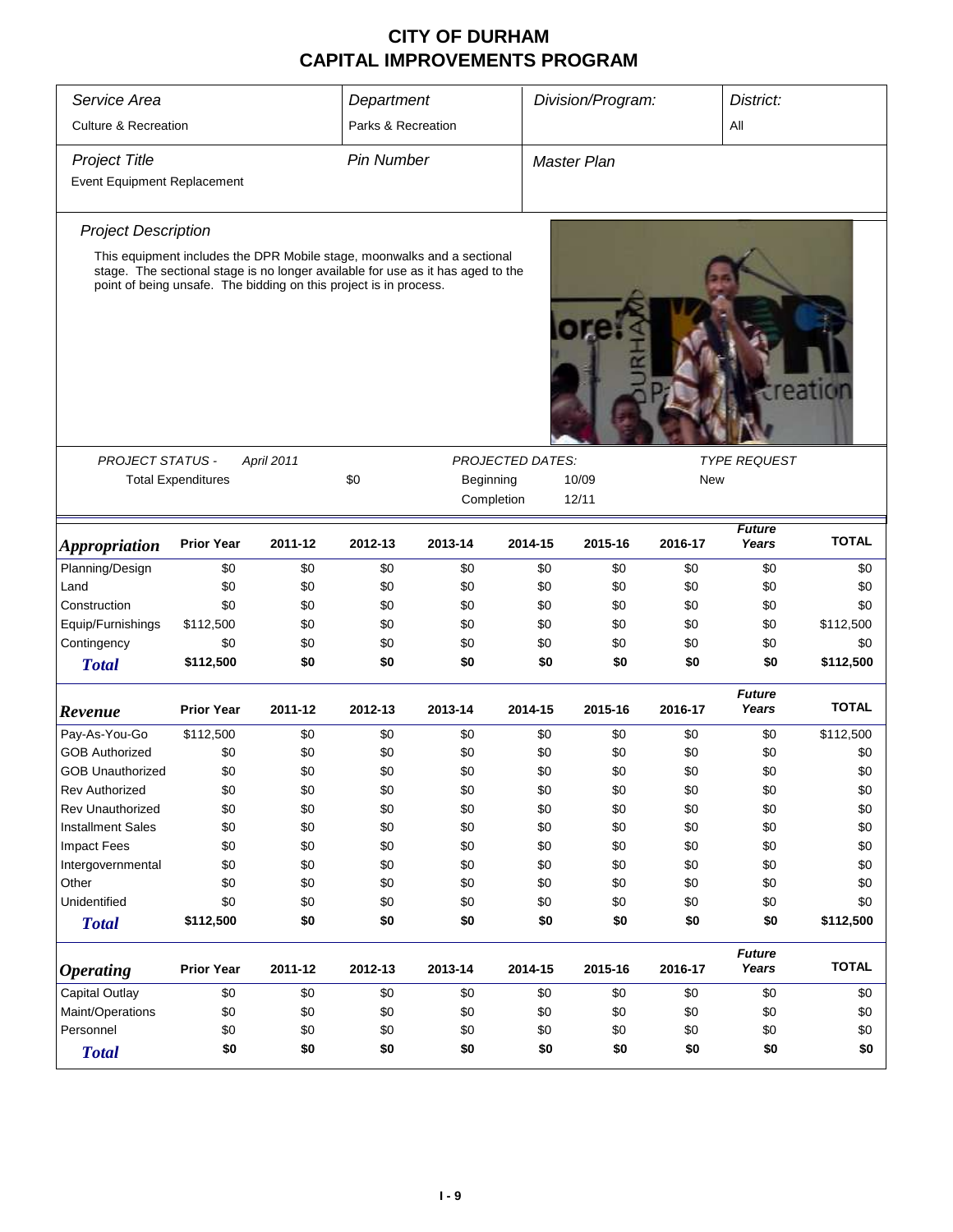# CITY OF DURHAM
# CAPITAL IMPROVEMENTS PROGRAM

| *Service Area* | *Department* | *Division/Program:* | *District:* |
|---|---|---|---|
| Culture & Recreation | Parks & Recreation | | All |
| *Project Title* | *Pin Number* | *Master Plan* | |
| Event Equipment Replacement | | | |

*Project Description*

This equipment includes the DPR Mobile stage, moonwalks and a sectional stage. The sectional stage is no longer available for use as it has aged to the point of being unsafe. The bidding on this project is in process.

| *PROJECT STATUS -* | *April 2011* | *PROJECTED DATES:* | | *TYPE REQUEST* |
|---|---|---|---|---|
| Total Expenditures | $0 | Beginning | 10/09 | New |
| | | Completion | 12/11 | |

| *Appropriation* | Prior Year | 2011-12 | 2012-13 | 2013-14 | 2014-15 | 2015-16 | 2016-17 | *Future Years* | TOTAL |
|---|---|---|---|---|---|---|---|---|---|
| Planning/Design | $0 | $0 | $0 | $0 | $0 | $0 | $0 | $0 | $0 |
| Land | $0 | $0 | $0 | $0 | $0 | $0 | $0 | $0 | $0 |
| Construction | $0 | $0 | $0 | $0 | $0 | $0 | $0 | $0 | $0 |
| Equip/Furnishings | $112,500 | $0 | $0 | $0 | $0 | $0 | $0 | $0 | $112,500 |
| Contingency | $0 | $0 | $0 | $0 | $0 | $0 | $0 | $0 | $0 |
| **Total** | **$112,500** | **$0** | **$0** | **$0** | **$0** | **$0** | **$0** | **$0** | **$112,500** |

| *Revenue* | Prior Year | 2011-12 | 2012-13 | 2013-14 | 2014-15 | 2015-16 | 2016-17 | *Future Years* | TOTAL |
|---|---|---|---|---|---|---|---|---|---|
| Pay-As-You-Go | $112,500 | $0 | $0 | $0 | $0 | $0 | $0 | $0 | $112,500 |
| GOB Authorized | $0 | $0 | $0 | $0 | $0 | $0 | $0 | $0 | $0 |
| GOB Unauthorized | $0 | $0 | $0 | $0 | $0 | $0 | $0 | $0 | $0 |
| Rev Authorized | $0 | $0 | $0 | $0 | $0 | $0 | $0 | $0 | $0 |
| Rev Unauthorized | $0 | $0 | $0 | $0 | $0 | $0 | $0 | $0 | $0 |
| Installment Sales | $0 | $0 | $0 | $0 | $0 | $0 | $0 | $0 | $0 |
| Impact Fees | $0 | $0 | $0 | $0 | $0 | $0 | $0 | $0 | $0 |
| Intergovernmental | $0 | $0 | $0 | $0 | $0 | $0 | $0 | $0 | $0 |
| Other | $0 | $0 | $0 | $0 | $0 | $0 | $0 | $0 | $0 |
| Unidentified | $0 | $0 | $0 | $0 | $0 | $0 | $0 | $0 | $0 |
| **Total** | **$112,500** | **$0** | **$0** | **$0** | **$0** | **$0** | **$0** | **$0** | **$112,500** |

| *Operating* | Prior Year | 2011-12 | 2012-13 | 2013-14 | 2014-15 | 2015-16 | 2016-17 | *Future Years* | TOTAL |
|---|---|---|---|---|---|---|---|---|---|
| Capital Outlay | $0 | $0 | $0 | $0 | $0 | $0 | $0 | $0 | $0 |
| Maint/Operations | $0 | $0 | $0 | $0 | $0 | $0 | $0 | $0 | $0 |
| Personnel | $0 | $0 | $0 | $0 | $0 | $0 | $0 | $0 | $0 |
| **Total** | **$0** | **$0** | **$0** | **$0** | **$0** | **$0** | **$0** | **$0** | **$0** |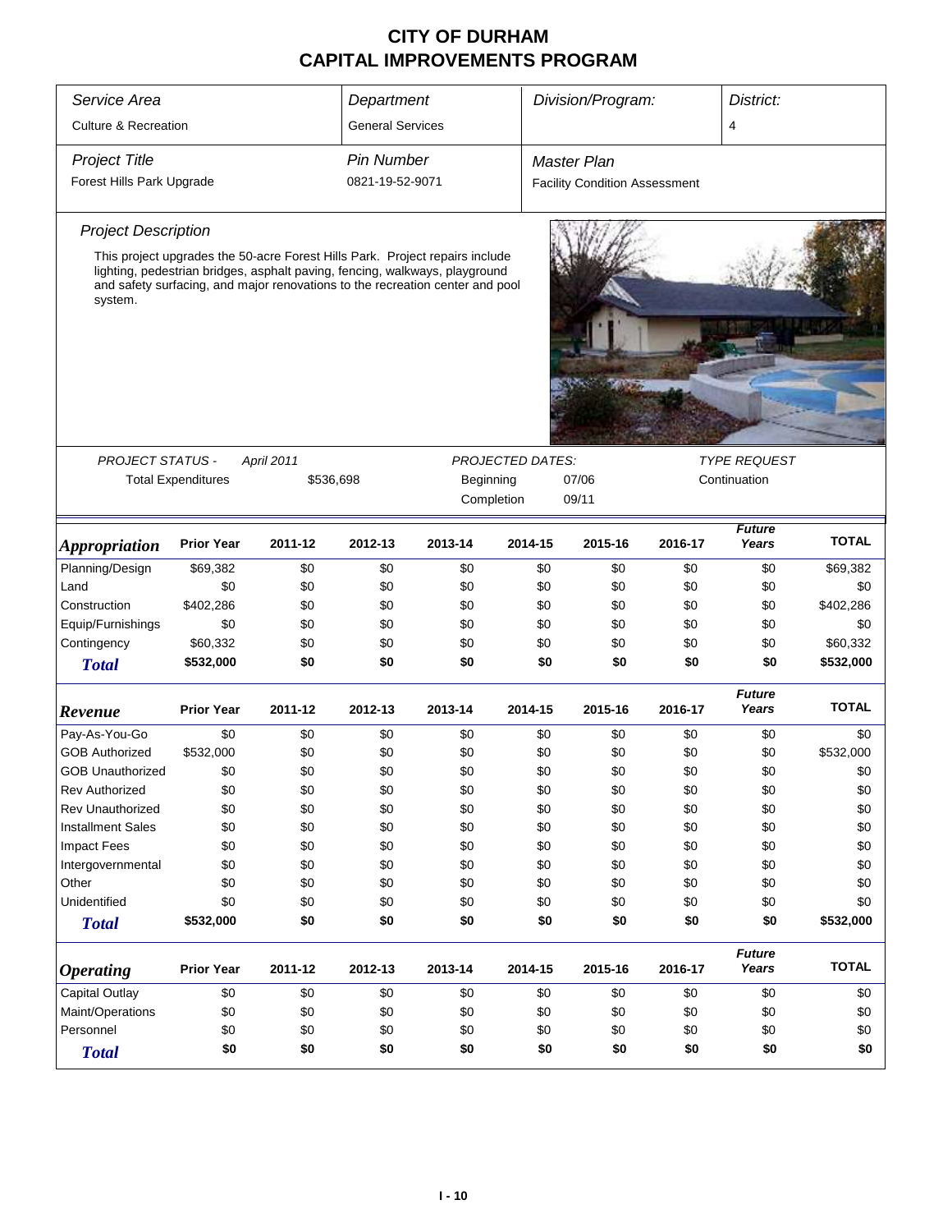# CITY OF DURHAM
# CAPITAL IMPROVEMENTS PROGRAM

| *Service Area* | *Department* | *Division/Program:* | *District:* |
|---|---|---|---|
| Culture & Recreation | General Services | | 4 |

| *Project Title* | *Pin Number* | *Master Plan* |
|---|---|---|
| Forest Hills Park Upgrade | 0821-19-52-9071 | Facility Condition Assessment |

*Project Description*

This project upgrades the 50-acre Forest Hills Park. Project repairs include lighting, pedestrian bridges, asphalt paving, fencing, walkways, playground and safety surfacing, and major renovations to the recreation center and pool system.

| *PROJECT STATUS -* | *April 2011* | *PROJECTED DATES:* | | *TYPE REQUEST* |
|---|---|---|---|---|
| Total Expenditures | $536,698 | Beginning | 07/06 | Continuation |
| | | Completion | 09/11 | |

| ***Appropriation*** | **Prior Year** | **2011-12** | **2012-13** | **2013-14** | **2014-15** | **2015-16** | **2016-17** | ***Future Years*** | **TOTAL** |
|---|---|---|---|---|---|---|---|---|---|
| Planning/Design | $69,382 | $0 | $0 | $0 | $0 | $0 | $0 | $0 | $69,382 |
| Land | $0 | $0 | $0 | $0 | $0 | $0 | $0 | $0 | $0 |
| Construction | $402,286 | $0 | $0 | $0 | $0 | $0 | $0 | $0 | $402,286 |
| Equip/Furnishings | $0 | $0 | $0 | $0 | $0 | $0 | $0 | $0 | $0 |
| Contingency | $60,332 | $0 | $0 | $0 | $0 | $0 | $0 | $0 | $60,332 |
| ***Total*** | **$532,000** | **$0** | **$0** | **$0** | **$0** | **$0** | **$0** | **$0** | **$532,000** |

| ***Revenue*** | **Prior Year** | **2011-12** | **2012-13** | **2013-14** | **2014-15** | **2015-16** | **2016-17** | ***Future Years*** | **TOTAL** |
|---|---|---|---|---|---|---|---|---|---|
| Pay-As-You-Go | $0 | $0 | $0 | $0 | $0 | $0 | $0 | $0 | $0 |
| GOB Authorized | $532,000 | $0 | $0 | $0 | $0 | $0 | $0 | $0 | $532,000 |
| GOB Unauthorized | $0 | $0 | $0 | $0 | $0 | $0 | $0 | $0 | $0 |
| Rev Authorized | $0 | $0 | $0 | $0 | $0 | $0 | $0 | $0 | $0 |
| Rev Unauthorized | $0 | $0 | $0 | $0 | $0 | $0 | $0 | $0 | $0 |
| Installment Sales | $0 | $0 | $0 | $0 | $0 | $0 | $0 | $0 | $0 |
| Impact Fees | $0 | $0 | $0 | $0 | $0 | $0 | $0 | $0 | $0 |
| Intergovernmental | $0 | $0 | $0 | $0 | $0 | $0 | $0 | $0 | $0 |
| Other | $0 | $0 | $0 | $0 | $0 | $0 | $0 | $0 | $0 |
| Unidentified | $0 | $0 | $0 | $0 | $0 | $0 | $0 | $0 | $0 |
| ***Total*** | **$532,000** | **$0** | **$0** | **$0** | **$0** | **$0** | **$0** | **$0** | **$532,000** |

| ***Operating*** | **Prior Year** | **2011-12** | **2012-13** | **2013-14** | **2014-15** | **2015-16** | **2016-17** | ***Future Years*** | **TOTAL** |
|---|---|---|---|---|---|---|---|---|---|
| Capital Outlay | $0 | $0 | $0 | $0 | $0 | $0 | $0 | $0 | $0 |
| Maint/Operations | $0 | $0 | $0 | $0 | $0 | $0 | $0 | $0 | $0 |
| Personnel | $0 | $0 | $0 | $0 | $0 | $0 | $0 | $0 | $0 |
| ***Total*** | **$0** | **$0** | **$0** | **$0** | **$0** | **$0** | **$0** | **$0** | **$0** |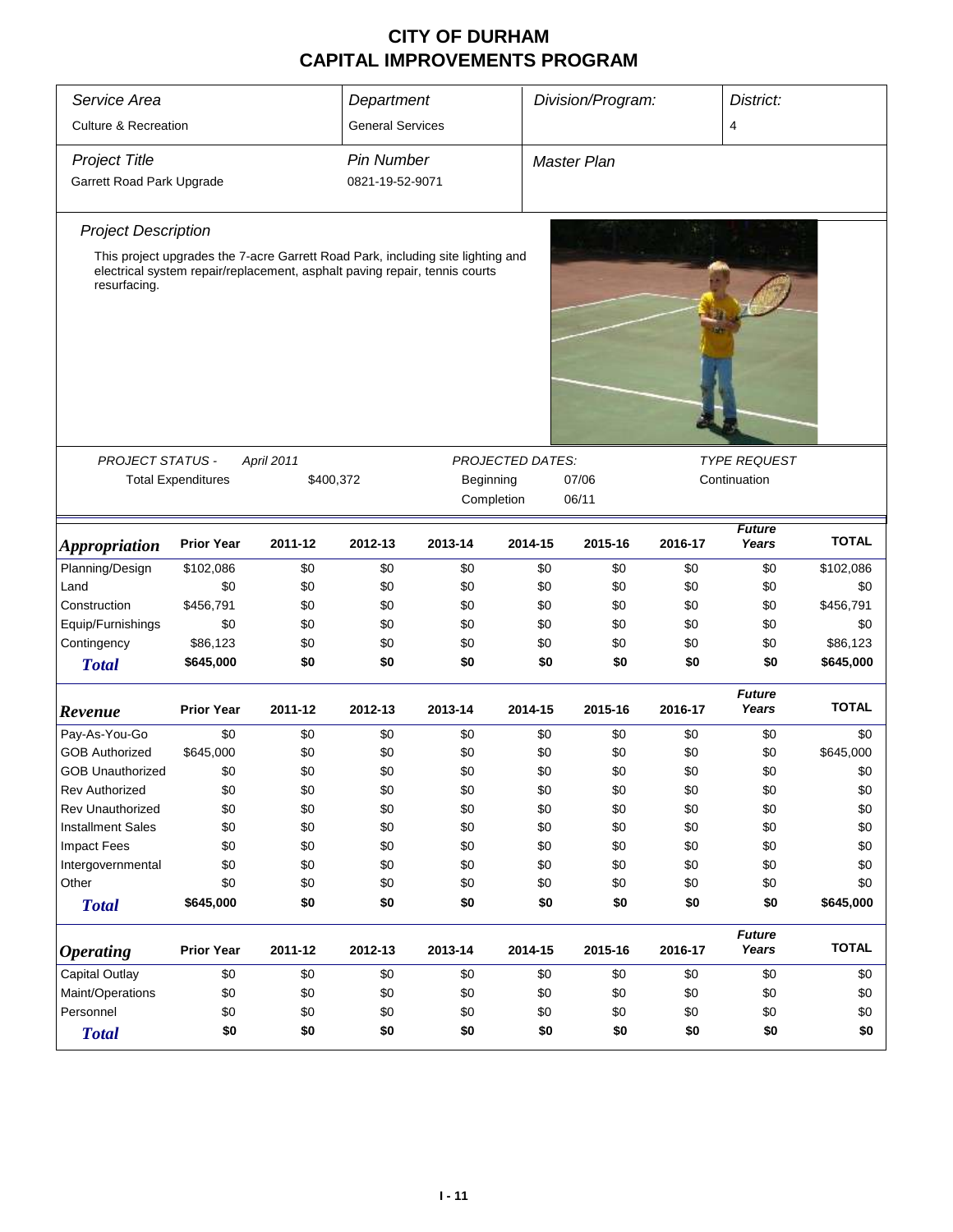# CITY OF DURHAM
# CAPITAL IMPROVEMENTS PROGRAM

| *Service Area* | *Department* | *Division/Program:* | *District:* |
|---|---|---|---|
| Culture & Recreation | General Services | | 4 |

| *Project Title* | *Pin Number* | *Master Plan* |
|---|---|---|
| Garrett Road Park Upgrade | 0821-19-52-9071 | |

*Project Description*

This project upgrades the 7-acre Garrett Road Park, including site lighting and electrical system repair/replacement, asphalt paving repair, tennis courts resurfacing.

| *PROJECT STATUS -* | *April 2011* | *PROJECTED DATES:* | | *TYPE REQUEST* |
|---|---|---|---|---|
| Total Expenditures | $400,372 | Beginning | 07/06 | Continuation |
| | | Completion | 06/11 | |

| ***Appropriation*** | Prior Year | 2011-12 | 2012-13 | 2013-14 | 2014-15 | 2015-16 | 2016-17 | *Future Years* | TOTAL |
|---|---|---|---|---|---|---|---|---|---|
| Planning/Design | $102,086 | $0 | $0 | $0 | $0 | $0 | $0 | $0 | $102,086 |
| Land | $0 | $0 | $0 | $0 | $0 | $0 | $0 | $0 | $0 |
| Construction | $456,791 | $0 | $0 | $0 | $0 | $0 | $0 | $0 | $456,791 |
| Equip/Furnishings | $0 | $0 | $0 | $0 | $0 | $0 | $0 | $0 | $0 |
| Contingency | $86,123 | $0 | $0 | $0 | $0 | $0 | $0 | $0 | $86,123 |
| ***Total*** | **$645,000** | **$0** | **$0** | **$0** | **$0** | **$0** | **$0** | **$0** | **$645,000** |

| ***Revenue*** | Prior Year | 2011-12 | 2012-13 | 2013-14 | 2014-15 | 2015-16 | 2016-17 | *Future Years* | TOTAL |
|---|---|---|---|---|---|---|---|---|---|
| Pay-As-You-Go | $0 | $0 | $0 | $0 | $0 | $0 | $0 | $0 | $0 |
| GOB Authorized | $645,000 | $0 | $0 | $0 | $0 | $0 | $0 | $0 | $645,000 |
| GOB Unauthorized | $0 | $0 | $0 | $0 | $0 | $0 | $0 | $0 | $0 |
| Rev Authorized | $0 | $0 | $0 | $0 | $0 | $0 | $0 | $0 | $0 |
| Rev Unauthorized | $0 | $0 | $0 | $0 | $0 | $0 | $0 | $0 | $0 |
| Installment Sales | $0 | $0 | $0 | $0 | $0 | $0 | $0 | $0 | $0 |
| Impact Fees | $0 | $0 | $0 | $0 | $0 | $0 | $0 | $0 | $0 |
| Intergovernmental | $0 | $0 | $0 | $0 | $0 | $0 | $0 | $0 | $0 |
| Other | $0 | $0 | $0 | $0 | $0 | $0 | $0 | $0 | $0 |
| ***Total*** | **$645,000** | **$0** | **$0** | **$0** | **$0** | **$0** | **$0** | **$0** | **$645,000** |

| ***Operating*** | Prior Year | 2011-12 | 2012-13 | 2013-14 | 2014-15 | 2015-16 | 2016-17 | *Future Years* | TOTAL |
|---|---|---|---|---|---|---|---|---|---|
| Capital Outlay | $0 | $0 | $0 | $0 | $0 | $0 | $0 | $0 | $0 |
| Maint/Operations | $0 | $0 | $0 | $0 | $0 | $0 | $0 | $0 | $0 |
| Personnel | $0 | $0 | $0 | $0 | $0 | $0 | $0 | $0 | $0 |
| ***Total*** | **$0** | **$0** | **$0** | **$0** | **$0** | **$0** | **$0** | **$0** | **$0** |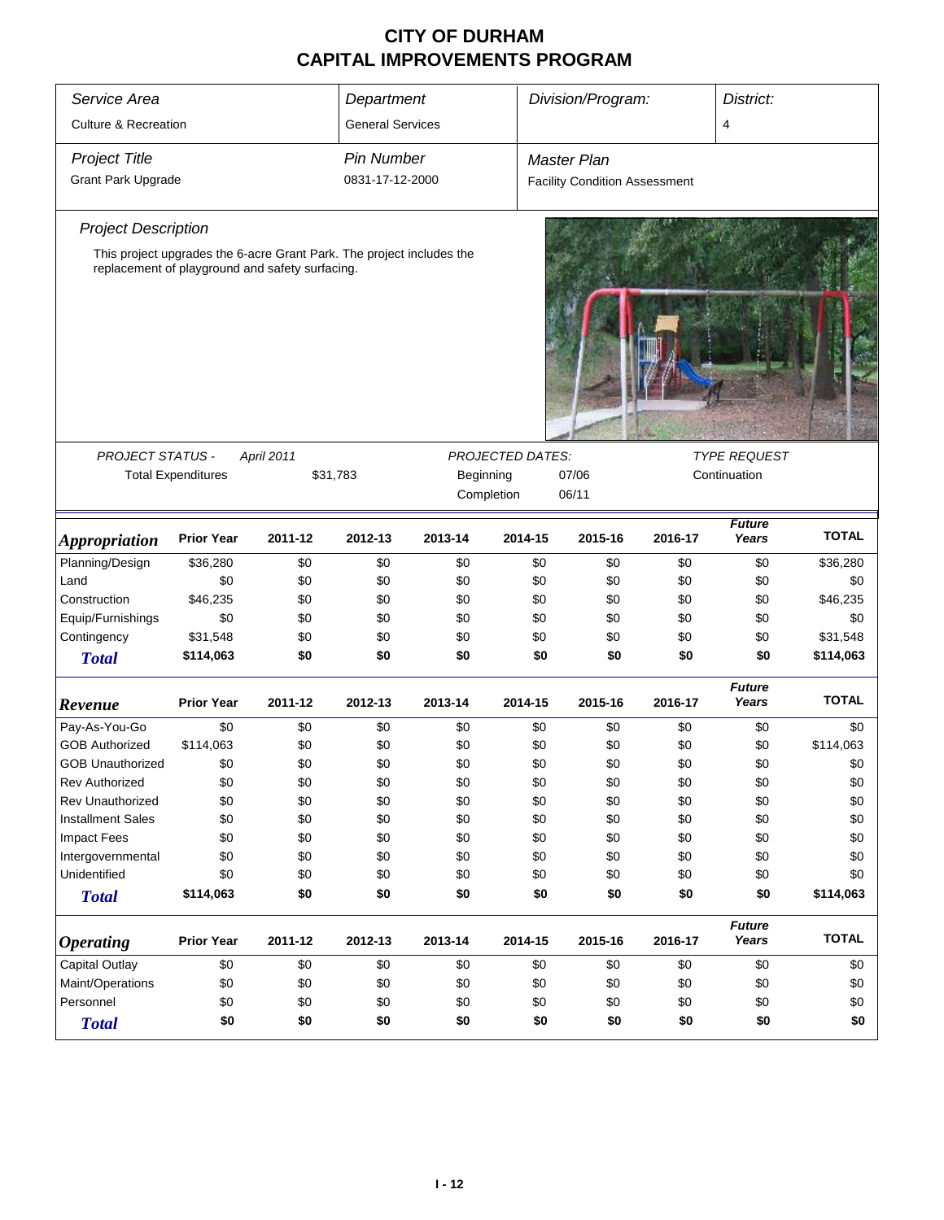# CITY OF DURHAM
# CAPITAL IMPROVEMENTS PROGRAM

| Service Area | Department | Division/Program: | District: |
|---|---|---|---|
| Culture & Recreation | General Services | | 4 |

| Project Title | Pin Number | Master Plan |
|---|---|---|
| Grant Park Upgrade | 0831-17-12-2000 | Facility Condition Assessment |

### Project Description

This project upgrades the 6-acre Grant Park. The project includes the replacement of playground and safety surfacing.

| PROJECT STATUS - | April 2011 | PROJECTED DATES: | | TYPE REQUEST |
|---|---|---|---|---|
| Total Expenditures | $31,783 | Beginning | 07/06 | Continuation |
| | | Completion | 06/11 | |

| *Appropriation* | Prior Year | 2011-12 | 2012-13 | 2013-14 | 2014-15 | 2015-16 | 2016-17 | Future Years | TOTAL |
|---|---|---|---|---|---|---|---|---|---|
| Planning/Design | $36,280 | $0 | $0 | $0 | $0 | $0 | $0 | $0 | $36,280 |
| Land | $0 | $0 | $0 | $0 | $0 | $0 | $0 | $0 | $0 |
| Construction | $46,235 | $0 | $0 | $0 | $0 | $0 | $0 | $0 | $46,235 |
| Equip/Furnishings | $0 | $0 | $0 | $0 | $0 | $0 | $0 | $0 | $0 |
| Contingency | $31,548 | $0 | $0 | $0 | $0 | $0 | $0 | $0 | $31,548 |
| **Total** | **$114,063** | **$0** | **$0** | **$0** | **$0** | **$0** | **$0** | **$0** | **$114,063** |

| *Revenue* | Prior Year | 2011-12 | 2012-13 | 2013-14 | 2014-15 | 2015-16 | 2016-17 | Future Years | TOTAL |
|---|---|---|---|---|---|---|---|---|---|
| Pay-As-You-Go | $0 | $0 | $0 | $0 | $0 | $0 | $0 | $0 | $0 |
| GOB Authorized | $114,063 | $0 | $0 | $0 | $0 | $0 | $0 | $0 | $114,063 |
| GOB Unauthorized | $0 | $0 | $0 | $0 | $0 | $0 | $0 | $0 | $0 |
| Rev Authorized | $0 | $0 | $0 | $0 | $0 | $0 | $0 | $0 | $0 |
| Rev Unauthorized | $0 | $0 | $0 | $0 | $0 | $0 | $0 | $0 | $0 |
| Installment Sales | $0 | $0 | $0 | $0 | $0 | $0 | $0 | $0 | $0 |
| Impact Fees | $0 | $0 | $0 | $0 | $0 | $0 | $0 | $0 | $0 |
| Intergovernmental | $0 | $0 | $0 | $0 | $0 | $0 | $0 | $0 | $0 |
| Unidentified | $0 | $0 | $0 | $0 | $0 | $0 | $0 | $0 | $0 |
| **Total** | **$114,063** | **$0** | **$0** | **$0** | **$0** | **$0** | **$0** | **$0** | **$114,063** |

| *Operating* | Prior Year | 2011-12 | 2012-13 | 2013-14 | 2014-15 | 2015-16 | 2016-17 | Future Years | TOTAL |
|---|---|---|---|---|---|---|---|---|---|
| Capital Outlay | $0 | $0 | $0 | $0 | $0 | $0 | $0 | $0 | $0 |
| Maint/Operations | $0 | $0 | $0 | $0 | $0 | $0 | $0 | $0 | $0 |
| Personnel | $0 | $0 | $0 | $0 | $0 | $0 | $0 | $0 | $0 |
| **Total** | **$0** | **$0** | **$0** | **$0** | **$0** | **$0** | **$0** | **$0** | **$0** |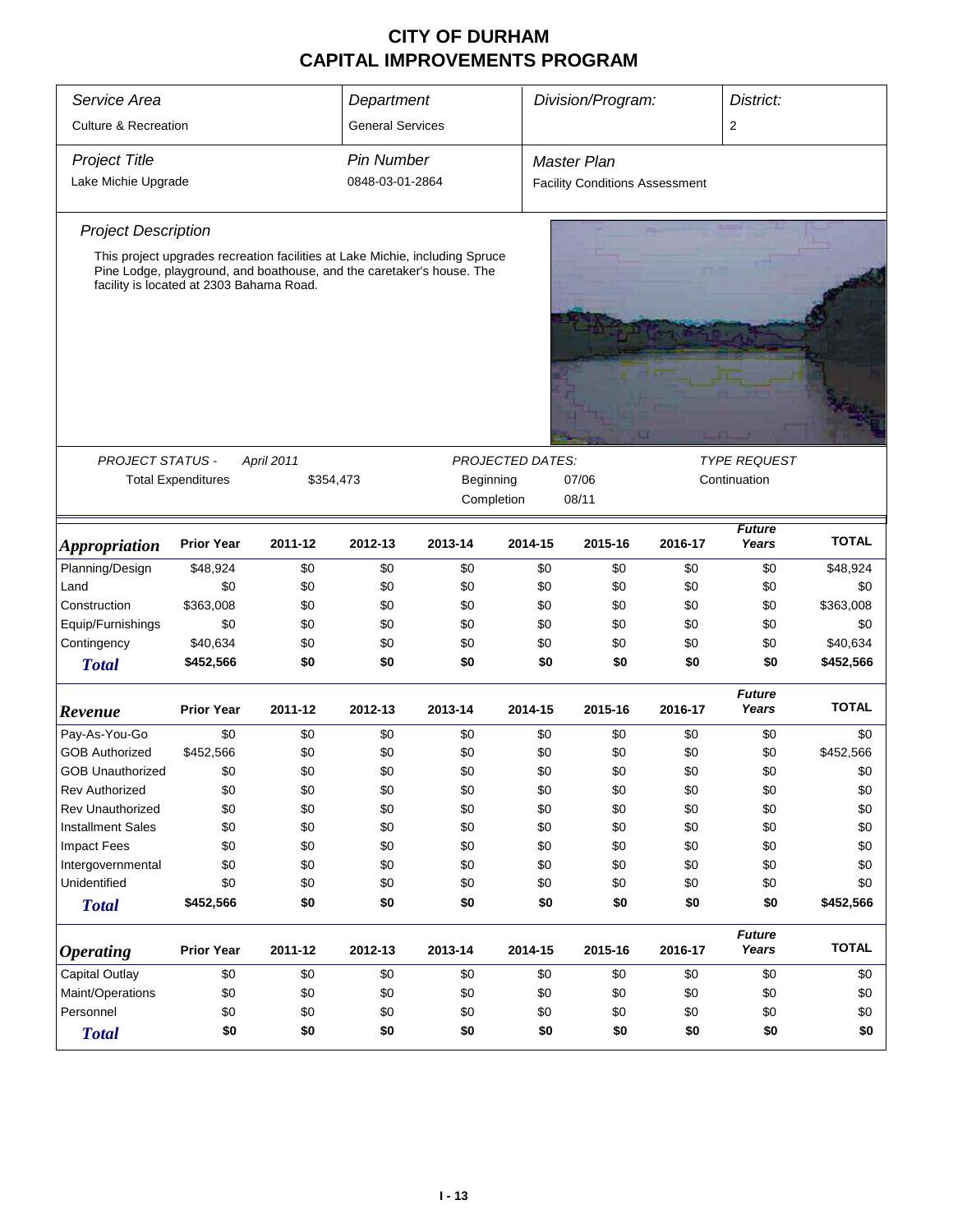# CITY OF DURHAM
# CAPITAL IMPROVEMENTS PROGRAM

| *Service Area* | *Department* | *Division/Program:* | *District:* |
|---|---|---|---|
| Culture & Recreation | General Services | | 2 |

| *Project Title* | *Pin Number* | *Master Plan* |
|---|---|---|
| Lake Michie Upgrade | 0848-03-01-2864 | Facility Conditions Assessment |

### *Project Description*

This project upgrades recreation facilities at Lake Michie, including Spruce Pine Lodge, playground, and boathouse, and the caretaker's house. The facility is located at 2303 Bahama Road.

*PROJECT STATUS -* *April 2011*

Total Expenditures $354,473

*PROJECTED DATES:*

Beginning 07/06

Completion 08/11

*TYPE REQUEST*

Continuation

| *Appropriation* | Prior Year | 2011-12 | 2012-13 | 2013-14 | 2014-15 | 2015-16 | 2016-17 | *Future Years* | TOTAL |
|---|---|---|---|---|---|---|---|---|---|
| Planning/Design | $48,924 | $0 | $0 | $0 | $0 | $0 | $0 | $0 | $48,924 |
| Land | $0 | $0 | $0 | $0 | $0 | $0 | $0 | $0 | $0 |
| Construction | $363,008 | $0 | $0 | $0 | $0 | $0 | $0 | $0 | $363,008 |
| Equip/Furnishings | $0 | $0 | $0 | $0 | $0 | $0 | $0 | $0 | $0 |
| Contingency | $40,634 | $0 | $0 | $0 | $0 | $0 | $0 | $0 | $40,634 |
| ***Total*** | **$452,566** | **$0** | **$0** | **$0** | **$0** | **$0** | **$0** | **$0** | **$452,566** |

| *Revenue* | Prior Year | 2011-12 | 2012-13 | 2013-14 | 2014-15 | 2015-16 | 2016-17 | *Future Years* | TOTAL |
|---|---|---|---|---|---|---|---|---|---|
| Pay-As-You-Go | $0 | $0 | $0 | $0 | $0 | $0 | $0 | $0 | $0 |
| GOB Authorized | $452,566 | $0 | $0 | $0 | $0 | $0 | $0 | $0 | $452,566 |
| GOB Unauthorized | $0 | $0 | $0 | $0 | $0 | $0 | $0 | $0 | $0 |
| Rev Authorized | $0 | $0 | $0 | $0 | $0 | $0 | $0 | $0 | $0 |
| Rev Unauthorized | $0 | $0 | $0 | $0 | $0 | $0 | $0 | $0 | $0 |
| Installment Sales | $0 | $0 | $0 | $0 | $0 | $0 | $0 | $0 | $0 |
| Impact Fees | $0 | $0 | $0 | $0 | $0 | $0 | $0 | $0 | $0 |
| Intergovernmental | $0 | $0 | $0 | $0 | $0 | $0 | $0 | $0 | $0 |
| Unidentified | $0 | $0 | $0 | $0 | $0 | $0 | $0 | $0 | $0 |
| ***Total*** | **$452,566** | **$0** | **$0** | **$0** | **$0** | **$0** | **$0** | **$0** | **$452,566** |

| *Operating* | Prior Year | 2011-12 | 2012-13 | 2013-14 | 2014-15 | 2015-16 | 2016-17 | *Future Years* | TOTAL |
|---|---|---|---|---|---|---|---|---|---|
| Capital Outlay | $0 | $0 | $0 | $0 | $0 | $0 | $0 | $0 | $0 |
| Maint/Operations | $0 | $0 | $0 | $0 | $0 | $0 | $0 | $0 | $0 |
| Personnel | $0 | $0 | $0 | $0 | $0 | $0 | $0 | $0 | $0 |
| ***Total*** | **$0** | **$0** | **$0** | **$0** | **$0** | **$0** | **$0** | **$0** | **$0** |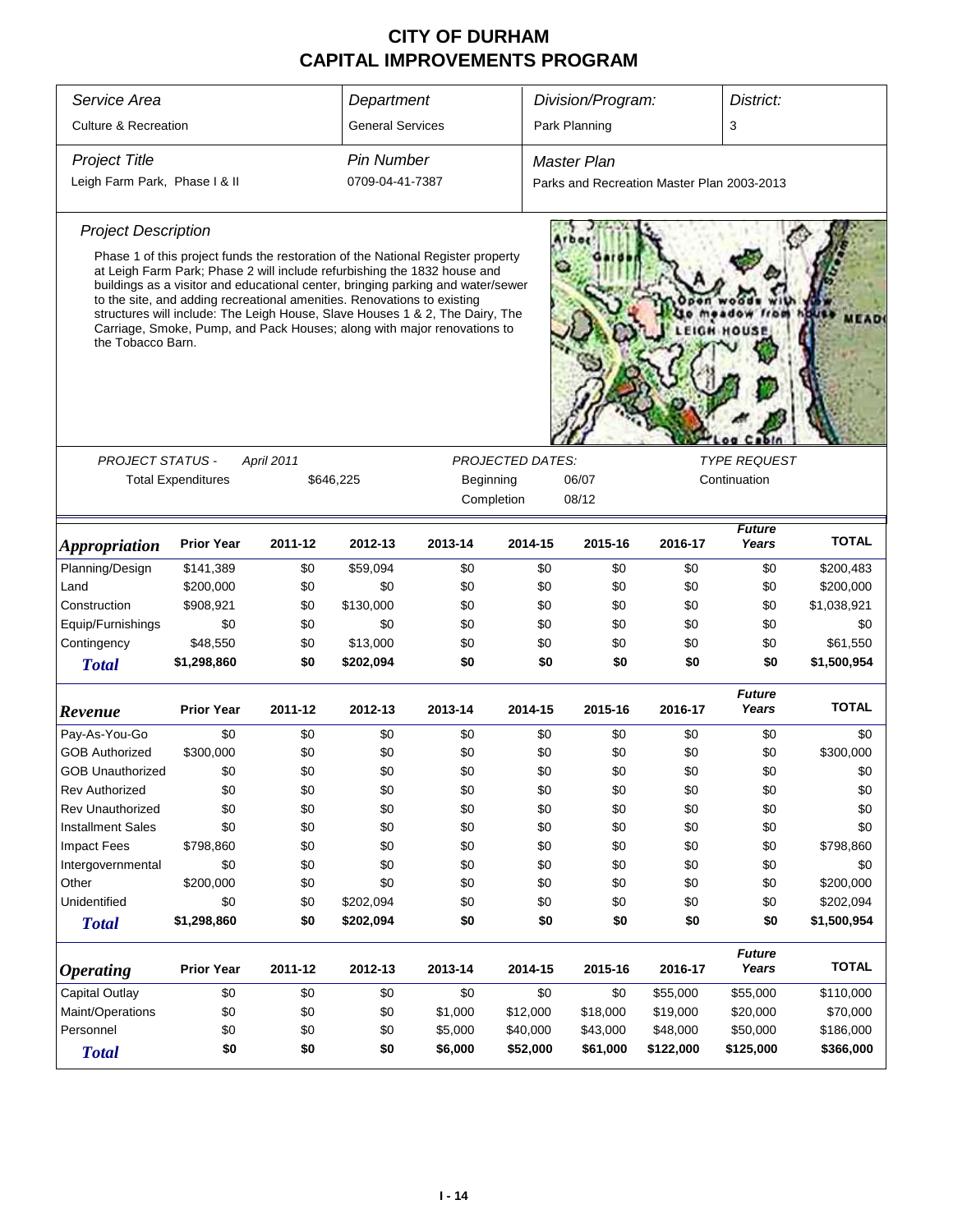# CITY OF DURHAM
## CAPITAL IMPROVEMENTS PROGRAM

| *Service Area* | *Department* | *Division/Program:* | *District:* |
|---|---|---|---|
| Culture & Recreation | General Services | Park Planning | 3 |
| *Project Title* | *Pin Number* | *Master Plan* | |
| Leigh Farm Park, Phase I & II | 0709-04-41-7387 | Parks and Recreation Master Plan 2003-2013 | |

*Project Description*

Phase 1 of this project funds the restoration of the National Register property at Leigh Farm Park; Phase 2 will include refurbishing the 1832 house and buildings as a visitor and educational center, bringing parking and water/sewer to the site, and adding recreational amenities. Renovations to existing structures will include: The Leigh House, Slave Houses 1 & 2, The Dairy, The Carriage, Smoke, Pump, and Pack Houses; along with major renovations to the Tobacco Barn.

| *PROJECT STATUS -* | *April 2011* | *PROJECTED DATES:* | | *TYPE REQUEST* |
|---|---|---|---|---|
| Total Expenditures | $646,225 | Beginning | 06/07 | Continuation |
| | | Completion | 08/12 | |

| *Appropriation* | Prior Year | 2011-12 | 2012-13 | 2013-14 | 2014-15 | 2015-16 | 2016-17 | *Future Years* | TOTAL |
|---|---|---|---|---|---|---|---|---|---|
| Planning/Design | $141,389 | $0 | $59,094 | $0 | $0 | $0 | $0 | $0 | $200,483 |
| Land | $200,000 | $0 | $0 | $0 | $0 | $0 | $0 | $0 | $200,000 |
| Construction | $908,921 | $0 | $130,000 | $0 | $0 | $0 | $0 | $0 | $1,038,921 |
| Equip/Furnishings | $0 | $0 | $0 | $0 | $0 | $0 | $0 | $0 | $0 |
| Contingency | $48,550 | $0 | $13,000 | $0 | $0 | $0 | $0 | $0 | $61,550 |
| **Total** | **$1,298,860** | **$0** | **$202,094** | **$0** | **$0** | **$0** | **$0** | **$0** | **$1,500,954** |

| *Revenue* | Prior Year | 2011-12 | 2012-13 | 2013-14 | 2014-15 | 2015-16 | 2016-17 | *Future Years* | TOTAL |
|---|---|---|---|---|---|---|---|---|---|
| Pay-As-You-Go | $0 | $0 | $0 | $0 | $0 | $0 | $0 | $0 | $0 |
| GOB Authorized | $300,000 | $0 | $0 | $0 | $0 | $0 | $0 | $0 | $300,000 |
| GOB Unauthorized | $0 | $0 | $0 | $0 | $0 | $0 | $0 | $0 | $0 |
| Rev Authorized | $0 | $0 | $0 | $0 | $0 | $0 | $0 | $0 | $0 |
| Rev Unauthorized | $0 | $0 | $0 | $0 | $0 | $0 | $0 | $0 | $0 |
| Installment Sales | $0 | $0 | $0 | $0 | $0 | $0 | $0 | $0 | $0 |
| Impact Fees | $798,860 | $0 | $0 | $0 | $0 | $0 | $0 | $0 | $798,860 |
| Intergovernmental | $0 | $0 | $0 | $0 | $0 | $0 | $0 | $0 | $0 |
| Other | $200,000 | $0 | $0 | $0 | $0 | $0 | $0 | $0 | $200,000 |
| Unidentified | $0 | $0 | $202,094 | $0 | $0 | $0 | $0 | $0 | $202,094 |
| **Total** | **$1,298,860** | **$0** | **$202,094** | **$0** | **$0** | **$0** | **$0** | **$0** | **$1,500,954** |

| *Operating* | Prior Year | 2011-12 | 2012-13 | 2013-14 | 2014-15 | 2015-16 | 2016-17 | *Future Years* | TOTAL |
|---|---|---|---|---|---|---|---|---|---|
| Capital Outlay | $0 | $0 | $0 | $0 | $0 | $0 | $55,000 | $55,000 | $110,000 |
| Maint/Operations | $0 | $0 | $0 | $1,000 | $12,000 | $18,000 | $19,000 | $20,000 | $70,000 |
| Personnel | $0 | $0 | $0 | $5,000 | $40,000 | $43,000 | $48,000 | $50,000 | $186,000 |
| **Total** | **$0** | **$0** | **$0** | **$6,000** | **$52,000** | **$61,000** | **$122,000** | **$125,000** | **$366,000** |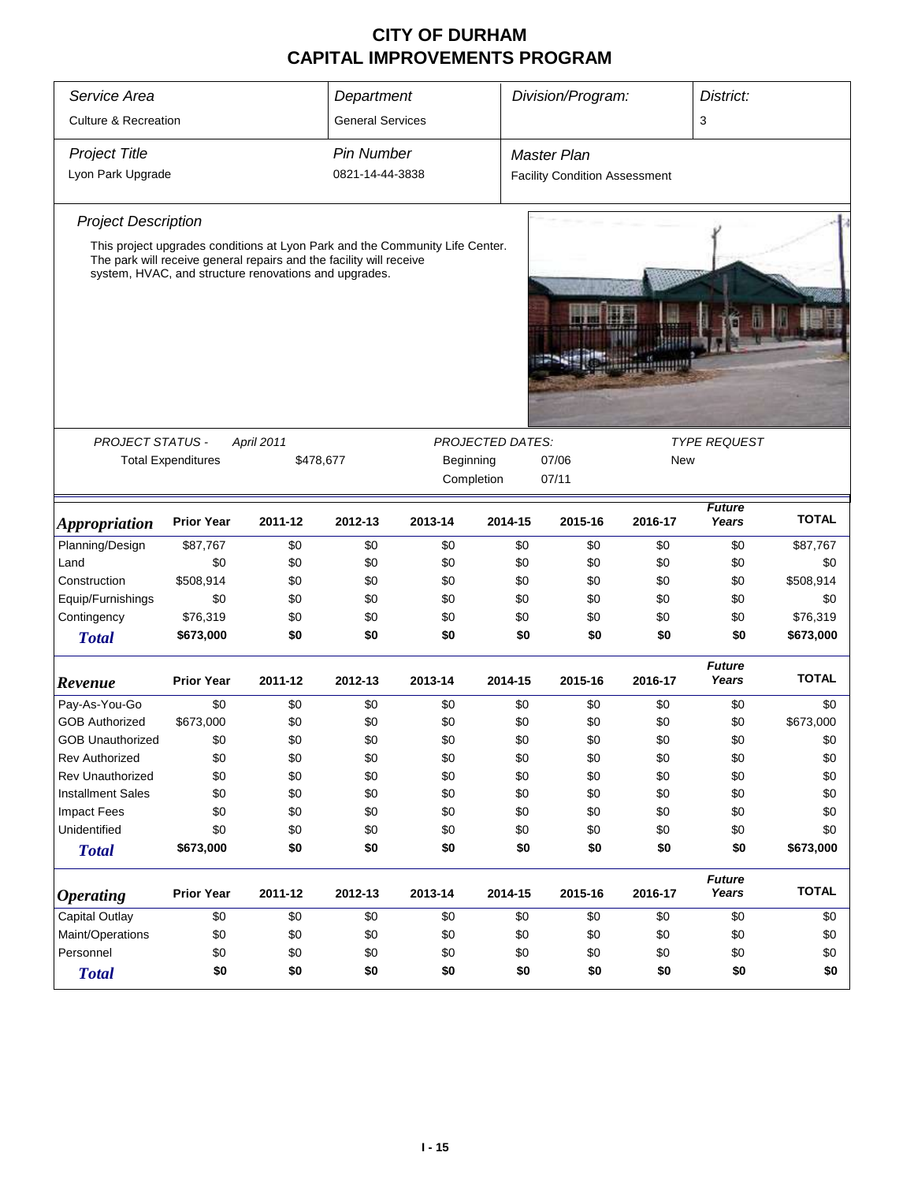# CITY OF DURHAM
# CAPITAL IMPROVEMENTS PROGRAM

| Service Area | Department | Division/Program: | District: |
|---|---|---|---|
| Culture & Recreation | General Services | | 3 |

| Project Title | Pin Number | Master Plan |
|---|---|---|
| Lyon Park Upgrade | 0821-14-44-3838 | Facility Condition Assessment |

### Project Description

This project upgrades conditions at Lyon Park and the Community Life Center. The park will receive general repairs and the facility will receive system, HVAC, and structure renovations and upgrades.

| PROJECT STATUS - | April 2011 | PROJECTED DATES: | | TYPE REQUEST |
|---|---|---|---|---|
| Total Expenditures | $478,677 | Beginning | 07/06 | New |
| | | Completion | 07/11 | |

| *Appropriation* | Prior Year | 2011-12 | 2012-13 | 2013-14 | 2014-15 | 2015-16 | 2016-17 | Future Years | TOTAL |
|---|---|---|---|---|---|---|---|---|---|
| Planning/Design | $87,767 | $0 | $0 | $0 | $0 | $0 | $0 | $0 | $87,767 |
| Land | $0 | $0 | $0 | $0 | $0 | $0 | $0 | $0 | $0 |
| Construction | $508,914 | $0 | $0 | $0 | $0 | $0 | $0 | $0 | $508,914 |
| Equip/Furnishings | $0 | $0 | $0 | $0 | $0 | $0 | $0 | $0 | $0 |
| Contingency | $76,319 | $0 | $0 | $0 | $0 | $0 | $0 | $0 | $76,319 |
| **Total** | **$673,000** | **$0** | **$0** | **$0** | **$0** | **$0** | **$0** | **$0** | **$673,000** |

| *Revenue* | Prior Year | 2011-12 | 2012-13 | 2013-14 | 2014-15 | 2015-16 | 2016-17 | Future Years | TOTAL |
|---|---|---|---|---|---|---|---|---|---|
| Pay-As-You-Go | $0 | $0 | $0 | $0 | $0 | $0 | $0 | $0 | $0 |
| GOB Authorized | $673,000 | $0 | $0 | $0 | $0 | $0 | $0 | $0 | $673,000 |
| GOB Unauthorized | $0 | $0 | $0 | $0 | $0 | $0 | $0 | $0 | $0 |
| Rev Authorized | $0 | $0 | $0 | $0 | $0 | $0 | $0 | $0 | $0 |
| Rev Unauthorized | $0 | $0 | $0 | $0 | $0 | $0 | $0 | $0 | $0 |
| Installment Sales | $0 | $0 | $0 | $0 | $0 | $0 | $0 | $0 | $0 |
| Impact Fees | $0 | $0 | $0 | $0 | $0 | $0 | $0 | $0 | $0 |
| Unidentified | $0 | $0 | $0 | $0 | $0 | $0 | $0 | $0 | $0 |
| **Total** | **$673,000** | **$0** | **$0** | **$0** | **$0** | **$0** | **$0** | **$0** | **$673,000** |

| *Operating* | Prior Year | 2011-12 | 2012-13 | 2013-14 | 2014-15 | 2015-16 | 2016-17 | Future Years | TOTAL |
|---|---|---|---|---|---|---|---|---|---|
| Capital Outlay | $0 | $0 | $0 | $0 | $0 | $0 | $0 | $0 | $0 |
| Maint/Operations | $0 | $0 | $0 | $0 | $0 | $0 | $0 | $0 | $0 |
| Personnel | $0 | $0 | $0 | $0 | $0 | $0 | $0 | $0 | $0 |
| **Total** | **$0** | **$0** | **$0** | **$0** | **$0** | **$0** | **$0** | **$0** | **$0** |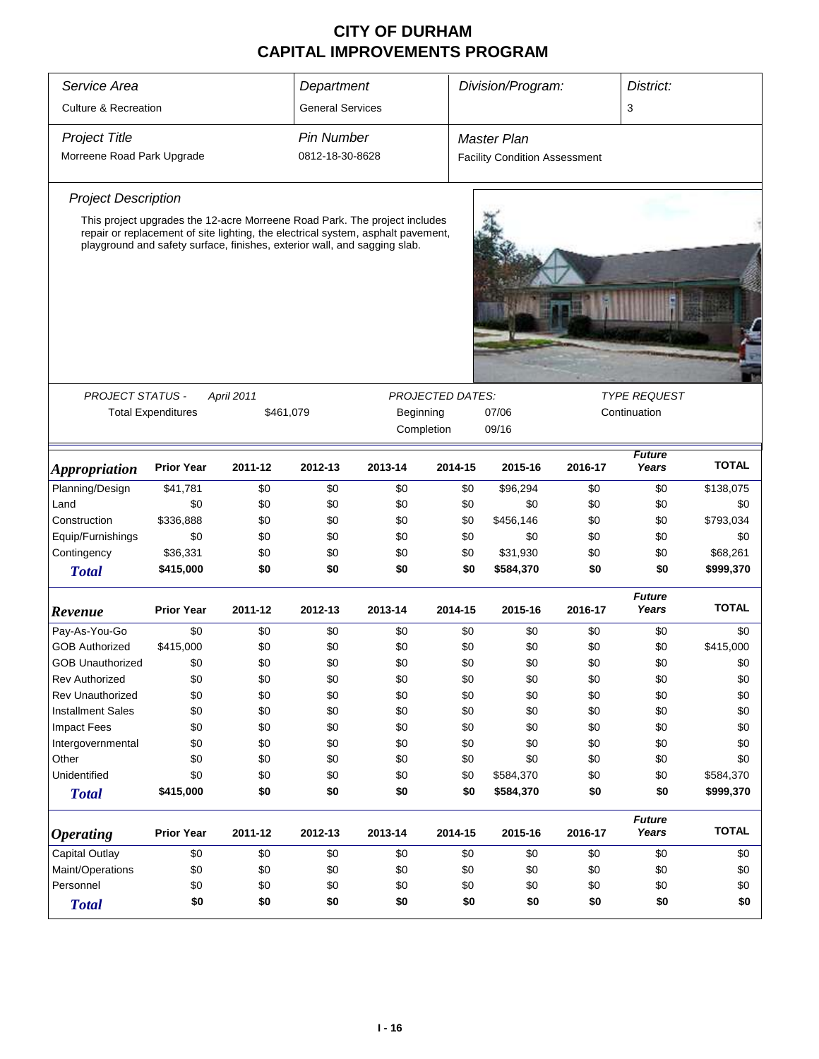# CITY OF DURHAM
# CAPITAL IMPROVEMENTS PROGRAM

| *Service Area* | *Department* | *Division/Program:* | *District:* |
|---|---|---|---|
| Culture & Recreation | General Services | | 3 |

| *Project Title* | *Pin Number* | *Master Plan* |
|---|---|---|
| Morreene Road Park Upgrade | 0812-18-30-8628 | Facility Condition Assessment |

*Project Description*

This project upgrades the 12-acre Morreene Road Park. The project includes repair or replacement of site lighting, the electrical system, asphalt pavement, playground and safety surface, finishes, exterior wall, and sagging slab.

| *PROJECT STATUS -* | *April 2011* | *PROJECTED DATES:* | | *TYPE REQUEST* |
|---|---|---|---|---|
| Total Expenditures | $461,079 | Beginning | 07/06 | Continuation |
| | | Completion | 09/16 | |

| ***Appropriation*** | **Prior Year** | **2011-12** | **2012-13** | **2013-14** | **2014-15** | **2015-16** | **2016-17** | ***Future Years*** | **TOTAL** |
|---|---|---|---|---|---|---|---|---|---|
| Planning/Design | $41,781 | $0 | $0 | $0 | $0 | $96,294 | $0 | $0 | $138,075 |
| Land | $0 | $0 | $0 | $0 | $0 | $0 | $0 | $0 | $0 |
| Construction | $336,888 | $0 | $0 | $0 | $0 | $456,146 | $0 | $0 | $793,034 |
| Equip/Furnishings | $0 | $0 | $0 | $0 | $0 | $0 | $0 | $0 | $0 |
| Contingency | $36,331 | $0 | $0 | $0 | $0 | $31,930 | $0 | $0 | $68,261 |
| ***Total*** | **$415,000** | **$0** | **$0** | **$0** | **$0** | **$584,370** | **$0** | **$0** | **$999,370** |

| ***Revenue*** | **Prior Year** | **2011-12** | **2012-13** | **2013-14** | **2014-15** | **2015-16** | **2016-17** | ***Future Years*** | **TOTAL** |
|---|---|---|---|---|---|---|---|---|---|
| Pay-As-You-Go | $0 | $0 | $0 | $0 | $0 | $0 | $0 | $0 | $0 |
| GOB Authorized | $415,000 | $0 | $0 | $0 | $0 | $0 | $0 | $0 | $415,000 |
| GOB Unauthorized | $0 | $0 | $0 | $0 | $0 | $0 | $0 | $0 | $0 |
| Rev Authorized | $0 | $0 | $0 | $0 | $0 | $0 | $0 | $0 | $0 |
| Rev Unauthorized | $0 | $0 | $0 | $0 | $0 | $0 | $0 | $0 | $0 |
| Installment Sales | $0 | $0 | $0 | $0 | $0 | $0 | $0 | $0 | $0 |
| Impact Fees | $0 | $0 | $0 | $0 | $0 | $0 | $0 | $0 | $0 |
| Intergovernmental | $0 | $0 | $0 | $0 | $0 | $0 | $0 | $0 | $0 |
| Other | $0 | $0 | $0 | $0 | $0 | $0 | $0 | $0 | $0 |
| Unidentified | $0 | $0 | $0 | $0 | $0 | $584,370 | $0 | $0 | $584,370 |
| ***Total*** | **$415,000** | **$0** | **$0** | **$0** | **$0** | **$584,370** | **$0** | **$0** | **$999,370** |

| ***Operating*** | **Prior Year** | **2011-12** | **2012-13** | **2013-14** | **2014-15** | **2015-16** | **2016-17** | ***Future Years*** | **TOTAL** |
|---|---|---|---|---|---|---|---|---|---|
| Capital Outlay | $0 | $0 | $0 | $0 | $0 | $0 | $0 | $0 | $0 |
| Maint/Operations | $0 | $0 | $0 | $0 | $0 | $0 | $0 | $0 | $0 |
| Personnel | $0 | $0 | $0 | $0 | $0 | $0 | $0 | $0 | $0 |
| ***Total*** | **$0** | **$0** | **$0** | **$0** | **$0** | **$0** | **$0** | **$0** | **$0** |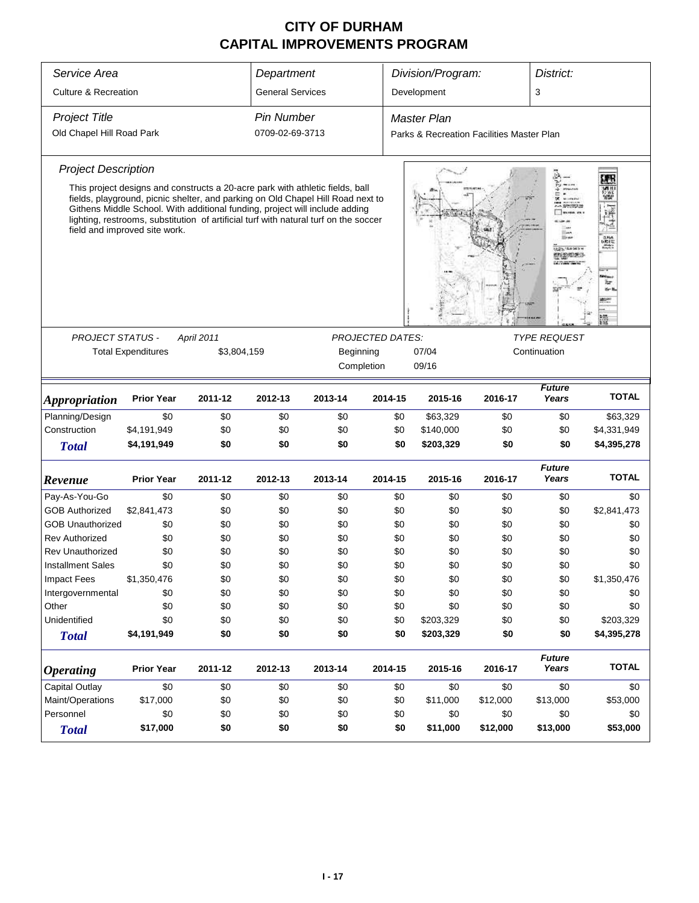# CITY OF DURHAM
# CAPITAL IMPROVEMENTS PROGRAM

| *Service Area* | *Department* | *Division/Program:* | *District:* |
|---|---|---|---|
| Culture & Recreation | General Services | Development | 3 |

| *Project Title* | *Pin Number* | *Master Plan* |
|---|---|---|
| Old Chapel Hill Road Park | 0709-02-69-3713 | Parks & Recreation Facilities Master Plan |

### *Project Description*

This project designs and constructs a 20-acre park with athletic fields, ball fields, playground, picnic shelter, and parking on Old Chapel Hill Road next to Githens Middle School. With additional funding, project will include adding lighting, restrooms, substitution of artificial turf with natural turf on the soccer field and improved site work.

| *PROJECT STATUS -* | *April 2011* | *PROJECTED DATES:* | | *TYPE REQUEST* |
|---|---|---|---|---|
| Total Expenditures | $3,804,159 | Beginning | 07/04 | Continuation |
| | | Completion | 09/16 | |

| *Appropriation* | Prior Year | 2011-12 | 2012-13 | 2013-14 | 2014-15 | 2015-16 | 2016-17 | *Future Years* | TOTAL |
|---|---|---|---|---|---|---|---|---|---|
| Planning/Design | $0 | $0 | $0 | $0 | $0 | $63,329 | $0 | $0 | $63,329 |
| Construction | $4,191,949 | $0 | $0 | $0 | $0 | $140,000 | $0 | $0 | $4,331,949 |
| ***Total*** | **$4,191,949** | **$0** | **$0** | **$0** | **$0** | **$203,329** | **$0** | **$0** | **$4,395,278** |

| *Revenue* | Prior Year | 2011-12 | 2012-13 | 2013-14 | 2014-15 | 2015-16 | 2016-17 | *Future Years* | TOTAL |
|---|---|---|---|---|---|---|---|---|---|
| Pay-As-You-Go | $0 | $0 | $0 | $0 | $0 | $0 | $0 | $0 | $0 |
| GOB Authorized | $2,841,473 | $0 | $0 | $0 | $0 | $0 | $0 | $0 | $2,841,473 |
| GOB Unauthorized | $0 | $0 | $0 | $0 | $0 | $0 | $0 | $0 | $0 |
| Rev Authorized | $0 | $0 | $0 | $0 | $0 | $0 | $0 | $0 | $0 |
| Rev Unauthorized | $0 | $0 | $0 | $0 | $0 | $0 | $0 | $0 | $0 |
| Installment Sales | $0 | $0 | $0 | $0 | $0 | $0 | $0 | $0 | $0 |
| Impact Fees | $1,350,476 | $0 | $0 | $0 | $0 | $0 | $0 | $0 | $1,350,476 |
| Intergovernmental | $0 | $0 | $0 | $0 | $0 | $0 | $0 | $0 | $0 |
| Other | $0 | $0 | $0 | $0 | $0 | $0 | $0 | $0 | $0 |
| Unidentified | $0 | $0 | $0 | $0 | $0 | $203,329 | $0 | $0 | $203,329 |
| ***Total*** | **$4,191,949** | **$0** | **$0** | **$0** | **$0** | **$203,329** | **$0** | **$0** | **$4,395,278** |

| *Operating* | Prior Year | 2011-12 | 2012-13 | 2013-14 | 2014-15 | 2015-16 | 2016-17 | *Future Years* | TOTAL |
|---|---|---|---|---|---|---|---|---|---|
| Capital Outlay | $0 | $0 | $0 | $0 | $0 | $0 | $0 | $0 | $0 |
| Maint/Operations | $17,000 | $0 | $0 | $0 | $0 | $11,000 | $12,000 | $13,000 | $53,000 |
| Personnel | $0 | $0 | $0 | $0 | $0 | $0 | $0 | $0 | $0 |
| ***Total*** | **$17,000** | **$0** | **$0** | **$0** | **$0** | **$11,000** | **$12,000** | **$13,000** | **$53,000** |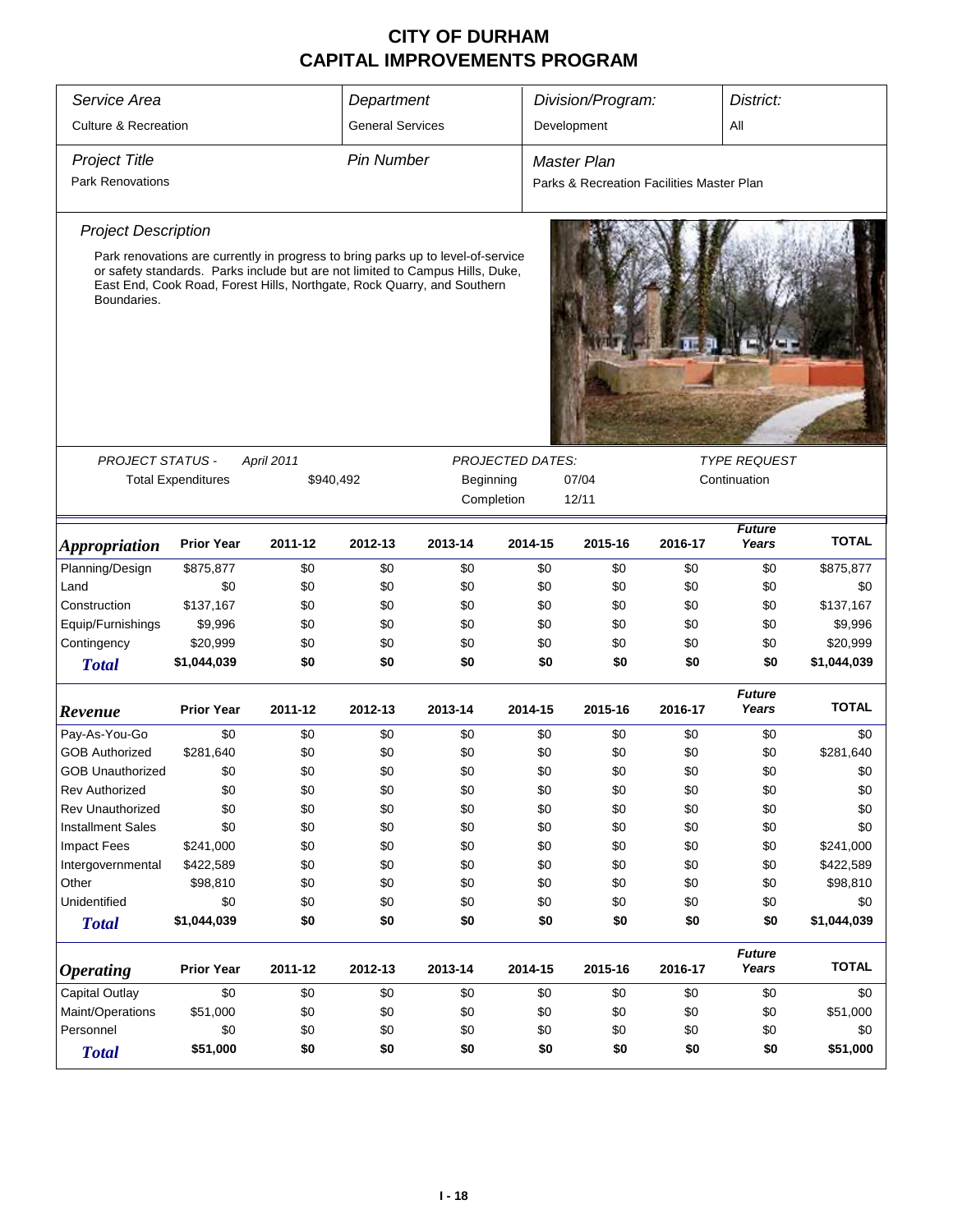# CITY OF DURHAM
## CAPITAL IMPROVEMENTS PROGRAM

| Service Area | Department | Division/Program: | District: |
|---|---|---|---|
| Culture & Recreation | General Services | Development | All |

| Project Title | Pin Number | Master Plan |
|---|---|---|
| Park Renovations | | Parks & Recreation Facilities Master Plan |

### Project Description

Park renovations are currently in progress to bring parks up to level-of-service or safety standards. Parks include but are not limited to Campus Hills, Duke, East End, Cook Road, Forest Hills, Northgate, Rock Quarry, and Southern Boundaries.

PROJECT STATUS - April 2011

Total Expenditures: $940,492

PROJECTED DATES:
Beginning: 07/04
Completion: 12/11

TYPE REQUEST: Continuation

| *Appropriation* | Prior Year | 2011-12 | 2012-13 | 2013-14 | 2014-15 | 2015-16 | 2016-17 | Future Years | TOTAL |
|---|---|---|---|---|---|---|---|---|---|
| Planning/Design | $875,877 | $0 | $0 | $0 | $0 | $0 | $0 | $0 | $875,877 |
| Land | $0 | $0 | $0 | $0 | $0 | $0 | $0 | $0 | $0 |
| Construction | $137,167 | $0 | $0 | $0 | $0 | $0 | $0 | $0 | $137,167 |
| Equip/Furnishings | $9,996 | $0 | $0 | $0 | $0 | $0 | $0 | $0 | $9,996 |
| Contingency | $20,999 | $0 | $0 | $0 | $0 | $0 | $0 | $0 | $20,999 |
| **Total** | **$1,044,039** | **$0** | **$0** | **$0** | **$0** | **$0** | **$0** | **$0** | **$1,044,039** |

| *Revenue* | Prior Year | 2011-12 | 2012-13 | 2013-14 | 2014-15 | 2015-16 | 2016-17 | Future Years | TOTAL |
|---|---|---|---|---|---|---|---|---|---|
| Pay-As-You-Go | $0 | $0 | $0 | $0 | $0 | $0 | $0 | $0 | $0 |
| GOB Authorized | $281,640 | $0 | $0 | $0 | $0 | $0 | $0 | $0 | $281,640 |
| GOB Unauthorized | $0 | $0 | $0 | $0 | $0 | $0 | $0 | $0 | $0 |
| Rev Authorized | $0 | $0 | $0 | $0 | $0 | $0 | $0 | $0 | $0 |
| Rev Unauthorized | $0 | $0 | $0 | $0 | $0 | $0 | $0 | $0 | $0 |
| Installment Sales | $0 | $0 | $0 | $0 | $0 | $0 | $0 | $0 | $0 |
| Impact Fees | $241,000 | $0 | $0 | $0 | $0 | $0 | $0 | $0 | $241,000 |
| Intergovernmental | $422,589 | $0 | $0 | $0 | $0 | $0 | $0 | $0 | $422,589 |
| Other | $98,810 | $0 | $0 | $0 | $0 | $0 | $0 | $0 | $98,810 |
| Unidentified | $0 | $0 | $0 | $0 | $0 | $0 | $0 | $0 | $0 |
| **Total** | **$1,044,039** | **$0** | **$0** | **$0** | **$0** | **$0** | **$0** | **$0** | **$1,044,039** |

| *Operating* | Prior Year | 2011-12 | 2012-13 | 2013-14 | 2014-15 | 2015-16 | 2016-17 | Future Years | TOTAL |
|---|---|---|---|---|---|---|---|---|---|
| Capital Outlay | $0 | $0 | $0 | $0 | $0 | $0 | $0 | $0 | $0 |
| Maint/Operations | $51,000 | $0 | $0 | $0 | $0 | $0 | $0 | $0 | $51,000 |
| Personnel | $0 | $0 | $0 | $0 | $0 | $0 | $0 | $0 | $0 |
| **Total** | **$51,000** | **$0** | **$0** | **$0** | **$0** | **$0** | **$0** | **$0** | **$51,000** |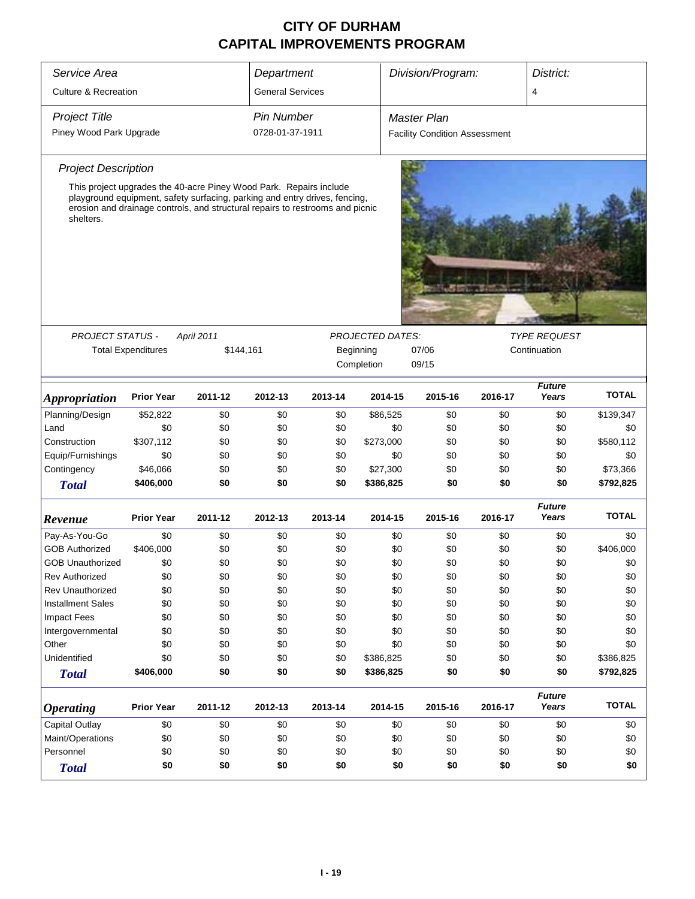# CITY OF DURHAM
# CAPITAL IMPROVEMENTS PROGRAM

| *Service Area* | *Department* | *Division/Program:* | *District:* |
|---|---|---|---|
| Culture & Recreation | General Services | | 4 |

| *Project Title* | *Pin Number* | *Master Plan* |
|---|---|---|
| Piney Wood Park Upgrade | 0728-01-37-1911 | Facility Condition Assessment |

*Project Description*

This project upgrades the 40-acre Piney Wood Park. Repairs include playground equipment, safety surfacing, parking and entry drives, fencing, erosion and drainage controls, and structural repairs to restrooms and picnic shelters.

| *PROJECT STATUS -* | *April 2011* | *PROJECTED DATES:* | | *TYPE REQUEST* |
|---|---|---|---|---|
| Total Expenditures | $144,161 | Beginning | 07/06 | Continuation |
| | | Completion | 09/15 | |

| *Appropriation* | Prior Year | 2011-12 | 2012-13 | 2013-14 | 2014-15 | 2015-16 | 2016-17 | *Future Years* | TOTAL |
|---|---|---|---|---|---|---|---|---|---|
| Planning/Design | $52,822 | $0 | $0 | $0 | $86,525 | $0 | $0 | $0 | $139,347 |
| Land | $0 | $0 | $0 | $0 | $0 | $0 | $0 | $0 | $0 |
| Construction | $307,112 | $0 | $0 | $0 | $273,000 | $0 | $0 | $0 | $580,112 |
| Equip/Furnishings | $0 | $0 | $0 | $0 | $0 | $0 | $0 | $0 | $0 |
| Contingency | $46,066 | $0 | $0 | $0 | $27,300 | $0 | $0 | $0 | $73,366 |
| ***Total*** | **$406,000** | **$0** | **$0** | **$0** | **$386,825** | **$0** | **$0** | **$0** | **$792,825** |

| *Revenue* | Prior Year | 2011-12 | 2012-13 | 2013-14 | 2014-15 | 2015-16 | 2016-17 | *Future Years* | TOTAL |
|---|---|---|---|---|---|---|---|---|---|
| Pay-As-You-Go | $0 | $0 | $0 | $0 | $0 | $0 | $0 | $0 | $0 |
| GOB Authorized | $406,000 | $0 | $0 | $0 | $0 | $0 | $0 | $0 | $406,000 |
| GOB Unauthorized | $0 | $0 | $0 | $0 | $0 | $0 | $0 | $0 | $0 |
| Rev Authorized | $0 | $0 | $0 | $0 | $0 | $0 | $0 | $0 | $0 |
| Rev Unauthorized | $0 | $0 | $0 | $0 | $0 | $0 | $0 | $0 | $0 |
| Installment Sales | $0 | $0 | $0 | $0 | $0 | $0 | $0 | $0 | $0 |
| Impact Fees | $0 | $0 | $0 | $0 | $0 | $0 | $0 | $0 | $0 |
| Intergovernmental | $0 | $0 | $0 | $0 | $0 | $0 | $0 | $0 | $0 |
| Other | $0 | $0 | $0 | $0 | $0 | $0 | $0 | $0 | $0 |
| Unidentified | $0 | $0 | $0 | $0 | $386,825 | $0 | $0 | $0 | $386,825 |
| ***Total*** | **$406,000** | **$0** | **$0** | **$0** | **$386,825** | **$0** | **$0** | **$0** | **$792,825** |

| *Operating* | Prior Year | 2011-12 | 2012-13 | 2013-14 | 2014-15 | 2015-16 | 2016-17 | *Future Years* | TOTAL |
|---|---|---|---|---|---|---|---|---|---|
| Capital Outlay | $0 | $0 | $0 | $0 | $0 | $0 | $0 | $0 | $0 |
| Maint/Operations | $0 | $0 | $0 | $0 | $0 | $0 | $0 | $0 | $0 |
| Personnel | $0 | $0 | $0 | $0 | $0 | $0 | $0 | $0 | $0 |
| ***Total*** | **$0** | **$0** | **$0** | **$0** | **$0** | **$0** | **$0** | **$0** | **$0** |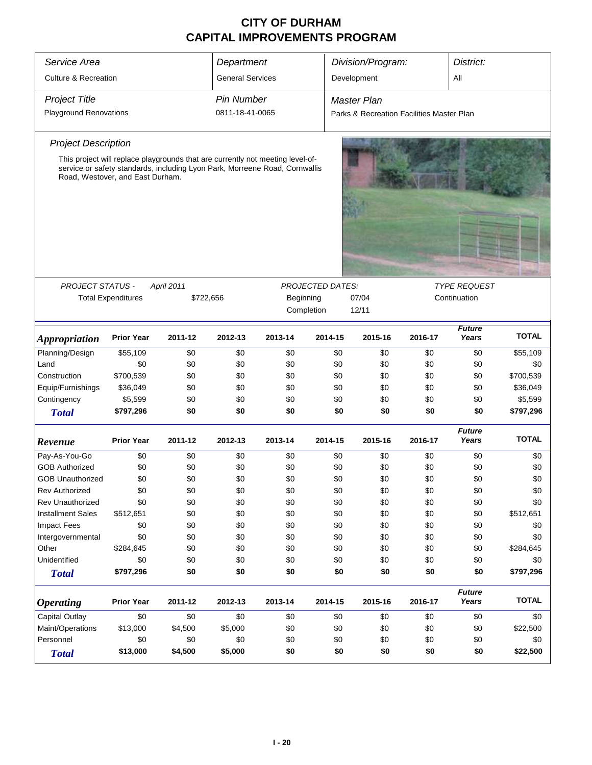# CITY OF DURHAM
## CAPITAL IMPROVEMENTS PROGRAM

| *Service Area* | *Department* | *Division/Program:* | *District:* |
|---|---|---|---|
| Culture & Recreation | General Services | Development | All |

| *Project Title* | *Pin Number* | *Master Plan* |
|---|---|---|
| Playground Renovations | 0811-18-41-0065 | Parks & Recreation Facilities Master Plan |

### *Project Description*

This project will replace playgrounds that are currently not meeting level-of-service or safety standards, including Lyon Park, Morreene Road, Cornwallis Road, Westover, and East Durham.

| *PROJECT STATUS -* | *April 2011* | *PROJECTED DATES:* | | *TYPE REQUEST* |
|---|---|---|---|---|
| Total Expenditures | $722,656 | Beginning | 07/04 | Continuation |
| | | Completion | 12/11 | |

| *Appropriation* | Prior Year | 2011-12 | 2012-13 | 2013-14 | 2014-15 | 2015-16 | 2016-17 | *Future Years* | TOTAL |
|---|---|---|---|---|---|---|---|---|---|
| Planning/Design | $55,109 | $0 | $0 | $0 | $0 | $0 | $0 | $0 | $55,109 |
| Land | $0 | $0 | $0 | $0 | $0 | $0 | $0 | $0 | $0 |
| Construction | $700,539 | $0 | $0 | $0 | $0 | $0 | $0 | $0 | $700,539 |
| Equip/Furnishings | $36,049 | $0 | $0 | $0 | $0 | $0 | $0 | $0 | $36,049 |
| Contingency | $5,599 | $0 | $0 | $0 | $0 | $0 | $0 | $0 | $5,599 |
| ***Total*** | **$797,296** | **$0** | **$0** | **$0** | **$0** | **$0** | **$0** | **$0** | **$797,296** |

| *Revenue* | Prior Year | 2011-12 | 2012-13 | 2013-14 | 2014-15 | 2015-16 | 2016-17 | *Future Years* | TOTAL |
|---|---|---|---|---|---|---|---|---|---|
| Pay-As-You-Go | $0 | $0 | $0 | $0 | $0 | $0 | $0 | $0 | $0 |
| GOB Authorized | $0 | $0 | $0 | $0 | $0 | $0 | $0 | $0 | $0 |
| GOB Unauthorized | $0 | $0 | $0 | $0 | $0 | $0 | $0 | $0 | $0 |
| Rev Authorized | $0 | $0 | $0 | $0 | $0 | $0 | $0 | $0 | $0 |
| Rev Unauthorized | $0 | $0 | $0 | $0 | $0 | $0 | $0 | $0 | $0 |
| Installment Sales | $512,651 | $0 | $0 | $0 | $0 | $0 | $0 | $0 | $512,651 |
| Impact Fees | $0 | $0 | $0 | $0 | $0 | $0 | $0 | $0 | $0 |
| Intergovernmental | $0 | $0 | $0 | $0 | $0 | $0 | $0 | $0 | $0 |
| Other | $284,645 | $0 | $0 | $0 | $0 | $0 | $0 | $0 | $284,645 |
| Unidentified | $0 | $0 | $0 | $0 | $0 | $0 | $0 | $0 | $0 |
| ***Total*** | **$797,296** | **$0** | **$0** | **$0** | **$0** | **$0** | **$0** | **$0** | **$797,296** |

| *Operating* | Prior Year | 2011-12 | 2012-13 | 2013-14 | 2014-15 | 2015-16 | 2016-17 | *Future Years* | TOTAL |
|---|---|---|---|---|---|---|---|---|---|
| Capital Outlay | $0 | $0 | $0 | $0 | $0 | $0 | $0 | $0 | $0 |
| Maint/Operations | $13,000 | $4,500 | $5,000 | $0 | $0 | $0 | $0 | $0 | $22,500 |
| Personnel | $0 | $0 | $0 | $0 | $0 | $0 | $0 | $0 | $0 |
| ***Total*** | **$13,000** | **$4,500** | **$5,000** | **$0** | **$0** | **$0** | **$0** | **$0** | **$22,500** |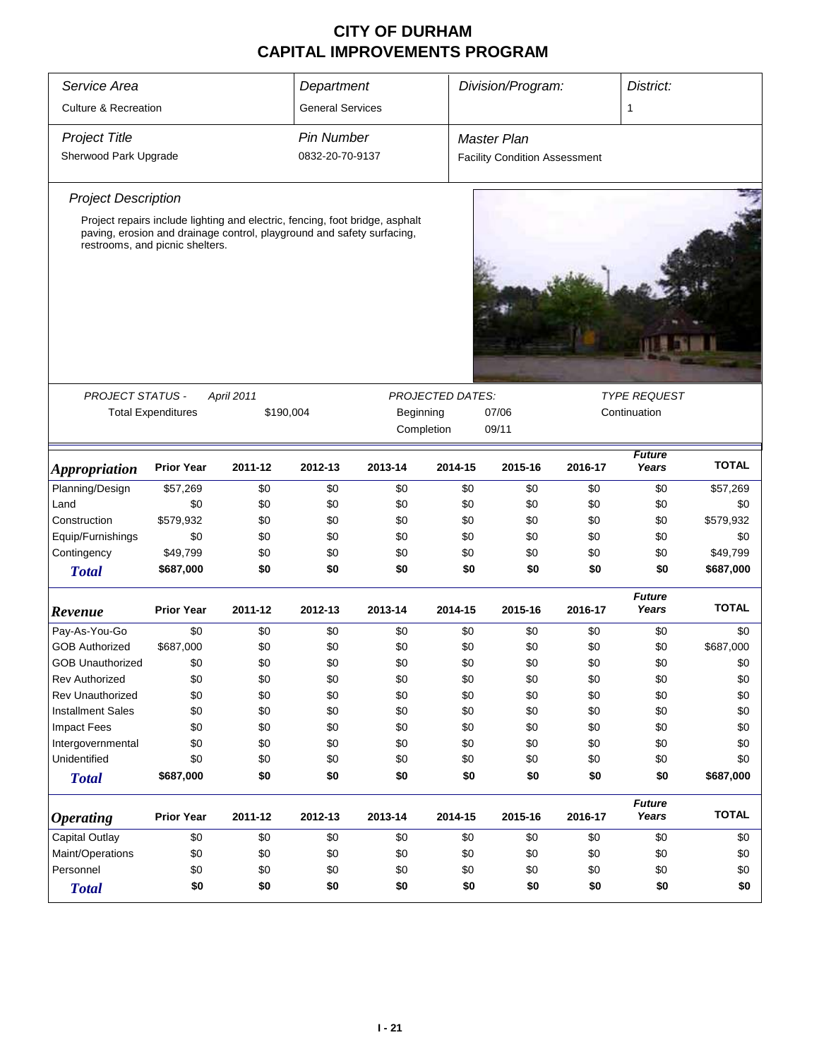# CITY OF DURHAM
# CAPITAL IMPROVEMENTS PROGRAM

| Service Area | Department | Division/Program: | District: |
|---|---|---|---|
| Culture & Recreation | General Services | | 1 |

| Project Title | Pin Number | Master Plan |
|---|---|---|
| Sherwood Park Upgrade | 0832-20-70-9137 | Facility Condition Assessment |

### Project Description

Project repairs include lighting and electric, fencing, foot bridge, asphalt paving, erosion and drainage control, playground and safety surfacing, restrooms, and picnic shelters.

| PROJECT STATUS - | April 2011 | PROJECTED DATES: | | TYPE REQUEST |
|---|---|---|---|---|
| Total Expenditures | $190,004 | Beginning | 07/06 | Continuation |
| | | Completion | 09/11 | |

| Appropriation | Prior Year | 2011-12 | 2012-13 | 2013-14 | 2014-15 | 2015-16 | 2016-17 | Future Years | TOTAL |
|---|---|---|---|---|---|---|---|---|---|
| Planning/Design | $57,269 | $0 | $0 | $0 | $0 | $0 | $0 | $0 | $57,269 |
| Land | $0 | $0 | $0 | $0 | $0 | $0 | $0 | $0 | $0 |
| Construction | $579,932 | $0 | $0 | $0 | $0 | $0 | $0 | $0 | $579,932 |
| Equip/Furnishings | $0 | $0 | $0 | $0 | $0 | $0 | $0 | $0 | $0 |
| Contingency | $49,799 | $0 | $0 | $0 | $0 | $0 | $0 | $0 | $49,799 |
| **Total** | **$687,000** | **$0** | **$0** | **$0** | **$0** | **$0** | **$0** | **$0** | **$687,000** |

| Revenue | Prior Year | 2011-12 | 2012-13 | 2013-14 | 2014-15 | 2015-16 | 2016-17 | Future Years | TOTAL |
|---|---|---|---|---|---|---|---|---|---|
| Pay-As-You-Go | $0 | $0 | $0 | $0 | $0 | $0 | $0 | $0 | $0 |
| GOB Authorized | $687,000 | $0 | $0 | $0 | $0 | $0 | $0 | $0 | $687,000 |
| GOB Unauthorized | $0 | $0 | $0 | $0 | $0 | $0 | $0 | $0 | $0 |
| Rev Authorized | $0 | $0 | $0 | $0 | $0 | $0 | $0 | $0 | $0 |
| Rev Unauthorized | $0 | $0 | $0 | $0 | $0 | $0 | $0 | $0 | $0 |
| Installment Sales | $0 | $0 | $0 | $0 | $0 | $0 | $0 | $0 | $0 |
| Impact Fees | $0 | $0 | $0 | $0 | $0 | $0 | $0 | $0 | $0 |
| Intergovernmental | $0 | $0 | $0 | $0 | $0 | $0 | $0 | $0 | $0 |
| Unidentified | $0 | $0 | $0 | $0 | $0 | $0 | $0 | $0 | $0 |
| **Total** | **$687,000** | **$0** | **$0** | **$0** | **$0** | **$0** | **$0** | **$0** | **$687,000** |

| Operating | Prior Year | 2011-12 | 2012-13 | 2013-14 | 2014-15 | 2015-16 | 2016-17 | Future Years | TOTAL |
|---|---|---|---|---|---|---|---|---|---|
| Capital Outlay | $0 | $0 | $0 | $0 | $0 | $0 | $0 | $0 | $0 |
| Maint/Operations | $0 | $0 | $0 | $0 | $0 | $0 | $0 | $0 | $0 |
| Personnel | $0 | $0 | $0 | $0 | $0 | $0 | $0 | $0 | $0 |
| **Total** | **$0** | **$0** | **$0** | **$0** | **$0** | **$0** | **$0** | **$0** | **$0** |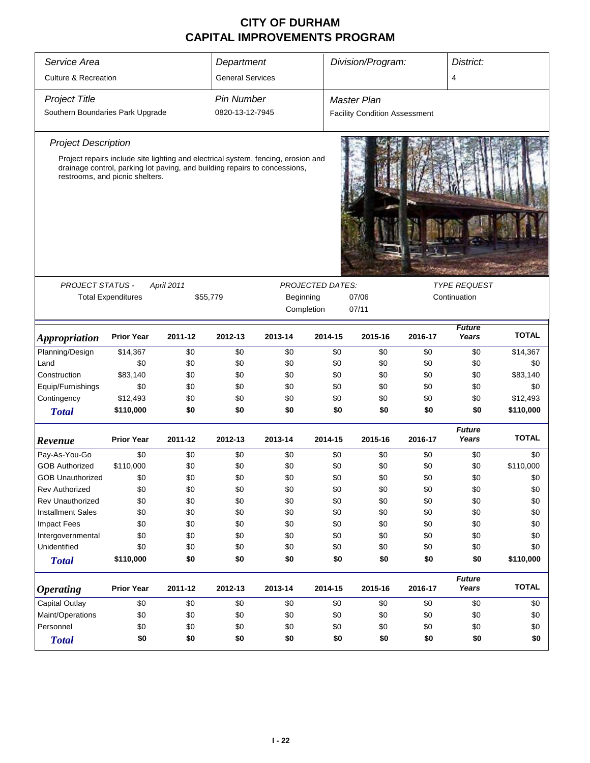# CITY OF DURHAM
# CAPITAL IMPROVEMENTS PROGRAM

| *Service Area* | *Department* | *Division/Program:* | *District:* |
|---|---|---|---|
| Culture & Recreation | General Services | | 4 |

| *Project Title* | *Pin Number* | *Master Plan* |
|---|---|---|
| Southern Boundaries Park Upgrade | 0820-13-12-7945 | Facility Condition Assessment |

### *Project Description*

Project repairs include site lighting and electrical system, fencing, erosion and drainage control, parking lot paving, and building repairs to concessions, restrooms, and picnic shelters.

| *PROJECT STATUS -* | *April 2011* | *PROJECTED DATES:* | | *TYPE REQUEST* |
|---|---|---|---|---|
| Total Expenditures | $55,779 | Beginning | 07/06 | Continuation |
| | | Completion | 07/11 | |

| *Appropriation* | Prior Year | 2011-12 | 2012-13 | 2013-14 | 2014-15 | 2015-16 | 2016-17 | *Future Years* | TOTAL |
|---|---|---|---|---|---|---|---|---|---|
| Planning/Design | $14,367 | $0 | $0 | $0 | $0 | $0 | $0 | $0 | $14,367 |
| Land | $0 | $0 | $0 | $0 | $0 | $0 | $0 | $0 | $0 |
| Construction | $83,140 | $0 | $0 | $0 | $0 | $0 | $0 | $0 | $83,140 |
| Equip/Furnishings | $0 | $0 | $0 | $0 | $0 | $0 | $0 | $0 | $0 |
| Contingency | $12,493 | $0 | $0 | $0 | $0 | $0 | $0 | $0 | $12,493 |
| ***Total*** | **$110,000** | **$0** | **$0** | **$0** | **$0** | **$0** | **$0** | **$0** | **$110,000** |

| *Revenue* | Prior Year | 2011-12 | 2012-13 | 2013-14 | 2014-15 | 2015-16 | 2016-17 | *Future Years* | TOTAL |
|---|---|---|---|---|---|---|---|---|---|
| Pay-As-You-Go | $0 | $0 | $0 | $0 | $0 | $0 | $0 | $0 | $0 |
| GOB Authorized | $110,000 | $0 | $0 | $0 | $0 | $0 | $0 | $0 | $110,000 |
| GOB Unauthorized | $0 | $0 | $0 | $0 | $0 | $0 | $0 | $0 | $0 |
| Rev Authorized | $0 | $0 | $0 | $0 | $0 | $0 | $0 | $0 | $0 |
| Rev Unauthorized | $0 | $0 | $0 | $0 | $0 | $0 | $0 | $0 | $0 |
| Installment Sales | $0 | $0 | $0 | $0 | $0 | $0 | $0 | $0 | $0 |
| Impact Fees | $0 | $0 | $0 | $0 | $0 | $0 | $0 | $0 | $0 |
| Intergovernmental | $0 | $0 | $0 | $0 | $0 | $0 | $0 | $0 | $0 |
| Unidentified | $0 | $0 | $0 | $0 | $0 | $0 | $0 | $0 | $0 |
| ***Total*** | **$110,000** | **$0** | **$0** | **$0** | **$0** | **$0** | **$0** | **$0** | **$110,000** |

| *Operating* | Prior Year | 2011-12 | 2012-13 | 2013-14 | 2014-15 | 2015-16 | 2016-17 | *Future Years* | TOTAL |
|---|---|---|---|---|---|---|---|---|---|
| Capital Outlay | $0 | $0 | $0 | $0 | $0 | $0 | $0 | $0 | $0 |
| Maint/Operations | $0 | $0 | $0 | $0 | $0 | $0 | $0 | $0 | $0 |
| Personnel | $0 | $0 | $0 | $0 | $0 | $0 | $0 | $0 | $0 |
| ***Total*** | **$0** | **$0** | **$0** | **$0** | **$0** | **$0** | **$0** | **$0** | **$0** |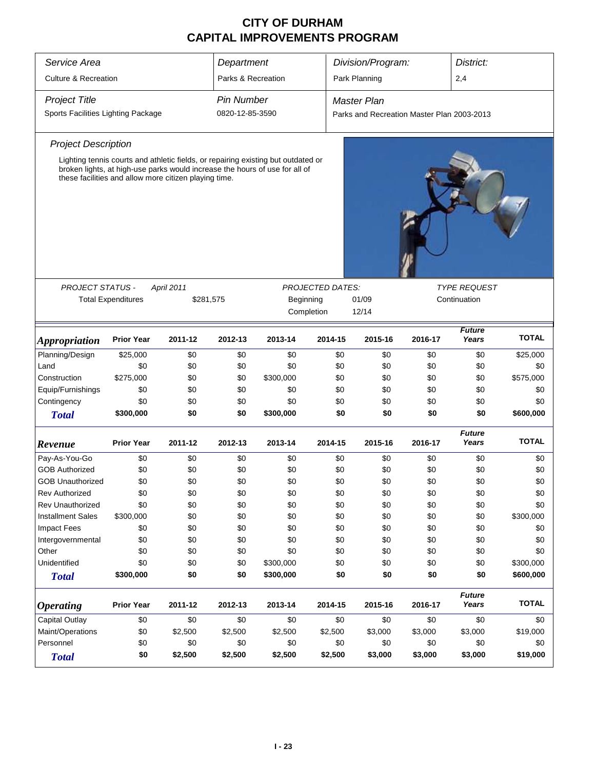# CITY OF DURHAM
# CAPITAL IMPROVEMENTS PROGRAM

| *Service Area* | *Department* | *Division/Program:* | *District:* |
|---|---|---|---|
| Culture & Recreation | Parks & Recreation | Park Planning | 2,4 |

| *Project Title* | *Pin Number* | *Master Plan* |
|---|---|---|
| Sports Facilities Lighting Package | 0820-12-85-3590 | Parks and Recreation Master Plan 2003-2013 |

*Project Description*

Lighting tennis courts and athletic fields, or repairing existing but outdated or broken lights, at high-use parks would increase the hours of use for all of these facilities and allow more citizen playing time.

| *PROJECT STATUS -* | *April 2011* | *PROJECTED DATES:* | | *TYPE REQUEST* |
|---|---|---|---|---|
| Total Expenditures | $281,575 | Beginning | 01/09 | Continuation |
| | | Completion | 12/14 | |

| *Appropriation* | Prior Year | 2011-12 | 2012-13 | 2013-14 | 2014-15 | 2015-16 | 2016-17 | *Future Years* | TOTAL |
|---|---|---|---|---|---|---|---|---|---|
| Planning/Design | $25,000 | $0 | $0 | $0 | $0 | $0 | $0 | $0 | $25,000 |
| Land | $0 | $0 | $0 | $0 | $0 | $0 | $0 | $0 | $0 |
| Construction | $275,000 | $0 | $0 | $300,000 | $0 | $0 | $0 | $0 | $575,000 |
| Equip/Furnishings | $0 | $0 | $0 | $0 | $0 | $0 | $0 | $0 | $0 |
| Contingency | $0 | $0 | $0 | $0 | $0 | $0 | $0 | $0 | $0 |
| **Total** | **$300,000** | **$0** | **$0** | **$300,000** | **$0** | **$0** | **$0** | **$0** | **$600,000** |

| *Revenue* | Prior Year | 2011-12 | 2012-13 | 2013-14 | 2014-15 | 2015-16 | 2016-17 | *Future Years* | TOTAL |
|---|---|---|---|---|---|---|---|---|---|
| Pay-As-You-Go | $0 | $0 | $0 | $0 | $0 | $0 | $0 | $0 | $0 |
| GOB Authorized | $0 | $0 | $0 | $0 | $0 | $0 | $0 | $0 | $0 |
| GOB Unauthorized | $0 | $0 | $0 | $0 | $0 | $0 | $0 | $0 | $0 |
| Rev Authorized | $0 | $0 | $0 | $0 | $0 | $0 | $0 | $0 | $0 |
| Rev Unauthorized | $0 | $0 | $0 | $0 | $0 | $0 | $0 | $0 | $0 |
| Installment Sales | $300,000 | $0 | $0 | $0 | $0 | $0 | $0 | $0 | $300,000 |
| Impact Fees | $0 | $0 | $0 | $0 | $0 | $0 | $0 | $0 | $0 |
| Intergovernmental | $0 | $0 | $0 | $0 | $0 | $0 | $0 | $0 | $0 |
| Other | $0 | $0 | $0 | $0 | $0 | $0 | $0 | $0 | $0 |
| Unidentified | $0 | $0 | $0 | $300,000 | $0 | $0 | $0 | $0 | $300,000 |
| **Total** | **$300,000** | **$0** | **$0** | **$300,000** | **$0** | **$0** | **$0** | **$0** | **$600,000** |

| *Operating* | Prior Year | 2011-12 | 2012-13 | 2013-14 | 2014-15 | 2015-16 | 2016-17 | *Future Years* | TOTAL |
|---|---|---|---|---|---|---|---|---|---|
| Capital Outlay | $0 | $0 | $0 | $0 | $0 | $0 | $0 | $0 | $0 |
| Maint/Operations | $0 | $2,500 | $2,500 | $2,500 | $2,500 | $3,000 | $3,000 | $3,000 | $19,000 |
| Personnel | $0 | $0 | $0 | $0 | $0 | $0 | $0 | $0 | $0 |
| **Total** | **$0** | **$2,500** | **$2,500** | **$2,500** | **$2,500** | **$3,000** | **$3,000** | **$3,000** | **$19,000** |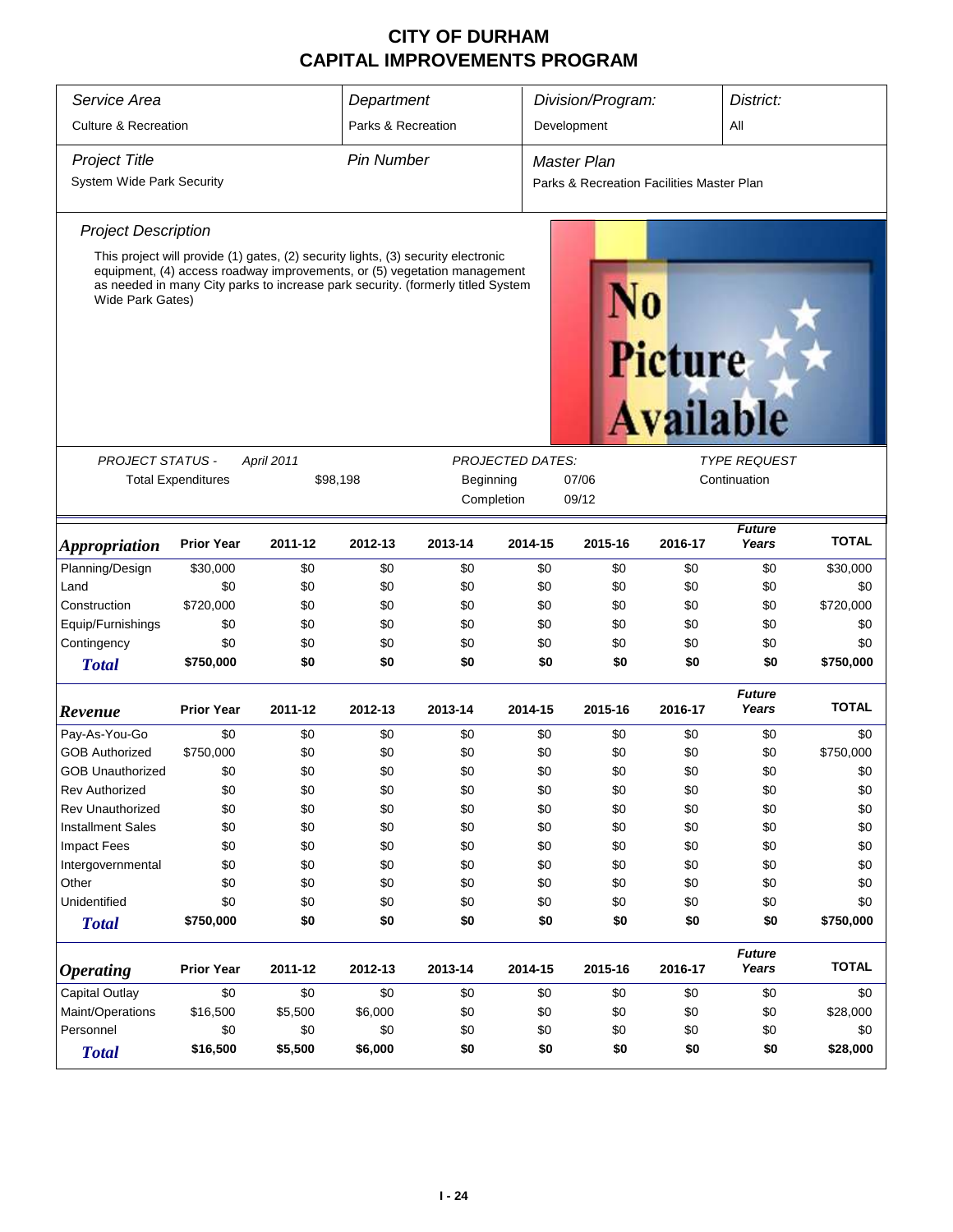# CITY OF DURHAM
# CAPITAL IMPROVEMENTS PROGRAM

| *Service Area* | *Department* | *Division/Program:* | *District:* |
|---|---|---|---|
| Culture & Recreation | Parks & Recreation | Development | All |

| *Project Title* | *Pin Number* | *Master Plan* |
|---|---|---|
| System Wide Park Security | | Parks & Recreation Facilities Master Plan |

*Project Description*

This project will provide (1) gates, (2) security lights, (3) security electronic equipment, (4) access roadway improvements, or (5) vegetation management as needed in many City parks to increase park security. (formerly titled System Wide Park Gates)

No Picture Available

| *PROJECT STATUS -* | *April 2011* | *PROJECTED DATES:* | | *TYPE REQUEST* |
|---|---|---|---|---|
| Total Expenditures | $98,198 | Beginning | 07/06 | Continuation |
| | | Completion | 09/12 | |

| *Appropriation* | Prior Year | 2011-12 | 2012-13 | 2013-14 | 2014-15 | 2015-16 | 2016-17 | *Future Years* | TOTAL |
|---|---|---|---|---|---|---|---|---|---|
| Planning/Design | $30,000 | $0 | $0 | $0 | $0 | $0 | $0 | $0 | $30,000 |
| Land | $0 | $0 | $0 | $0 | $0 | $0 | $0 | $0 | $0 |
| Construction | $720,000 | $0 | $0 | $0 | $0 | $0 | $0 | $0 | $720,000 |
| Equip/Furnishings | $0 | $0 | $0 | $0 | $0 | $0 | $0 | $0 | $0 |
| Contingency | $0 | $0 | $0 | $0 | $0 | $0 | $0 | $0 | $0 |
| **Total** | **$750,000** | **$0** | **$0** | **$0** | **$0** | **$0** | **$0** | **$0** | **$750,000** |

| *Revenue* | Prior Year | 2011-12 | 2012-13 | 2013-14 | 2014-15 | 2015-16 | 2016-17 | *Future Years* | TOTAL |
|---|---|---|---|---|---|---|---|---|---|
| Pay-As-You-Go | $0 | $0 | $0 | $0 | $0 | $0 | $0 | $0 | $0 |
| GOB Authorized | $750,000 | $0 | $0 | $0 | $0 | $0 | $0 | $0 | $750,000 |
| GOB Unauthorized | $0 | $0 | $0 | $0 | $0 | $0 | $0 | $0 | $0 |
| Rev Authorized | $0 | $0 | $0 | $0 | $0 | $0 | $0 | $0 | $0 |
| Rev Unauthorized | $0 | $0 | $0 | $0 | $0 | $0 | $0 | $0 | $0 |
| Installment Sales | $0 | $0 | $0 | $0 | $0 | $0 | $0 | $0 | $0 |
| Impact Fees | $0 | $0 | $0 | $0 | $0 | $0 | $0 | $0 | $0 |
| Intergovernmental | $0 | $0 | $0 | $0 | $0 | $0 | $0 | $0 | $0 |
| Other | $0 | $0 | $0 | $0 | $0 | $0 | $0 | $0 | $0 |
| Unidentified | $0 | $0 | $0 | $0 | $0 | $0 | $0 | $0 | $0 |
| **Total** | **$750,000** | **$0** | **$0** | **$0** | **$0** | **$0** | **$0** | **$0** | **$750,000** |

| *Operating* | Prior Year | 2011-12 | 2012-13 | 2013-14 | 2014-15 | 2015-16 | 2016-17 | *Future Years* | TOTAL |
|---|---|---|---|---|---|---|---|---|---|
| Capital Outlay | $0 | $0 | $0 | $0 | $0 | $0 | $0 | $0 | $0 |
| Maint/Operations | $16,500 | $5,500 | $6,000 | $0 | $0 | $0 | $0 | $0 | $28,000 |
| Personnel | $0 | $0 | $0 | $0 | $0 | $0 | $0 | $0 | $0 |
| **Total** | **$16,500** | **$5,500** | **$6,000** | **$0** | **$0** | **$0** | **$0** | **$0** | **$28,000** |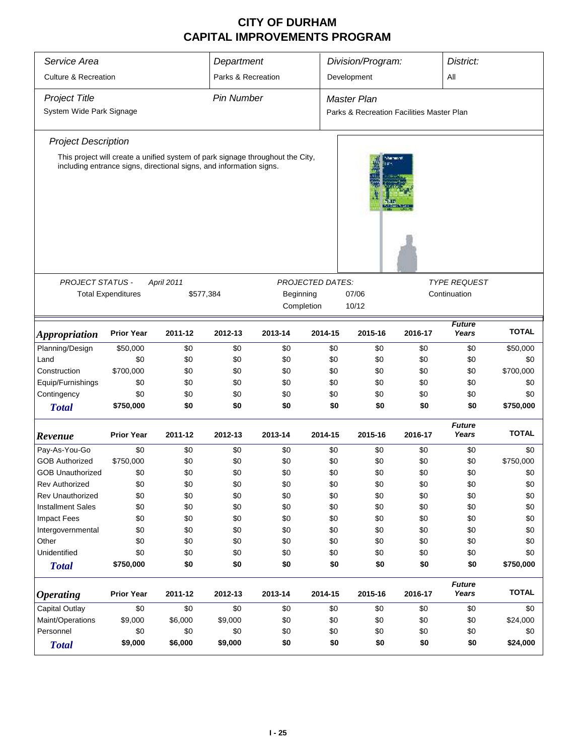# CITY OF DURHAM
# CAPITAL IMPROVEMENTS PROGRAM

| *Service Area* | *Department* | *Division/Program:* | *District:* |
|---|---|---|---|
| Culture & Recreation | Parks & Recreation | Development | All |

| *Project Title* | *Pin Number* | *Master Plan* |
|---|---|---|
| System Wide Park Signage | | Parks & Recreation Facilities Master Plan |

*Project Description*

This project will create a unified system of park signage throughout the City, including entrance signs, directional signs, and information signs.

| *PROJECT STATUS -* | *April 2011* | *PROJECTED DATES:* | | *TYPE REQUEST* |
|---|---|---|---|---|
| Total Expenditures | $577,384 | Beginning | 07/06 | Continuation |
| | | Completion | 10/12 | |

| *Appropriation* | Prior Year | 2011-12 | 2012-13 | 2013-14 | 2014-15 | 2015-16 | 2016-17 | *Future Years* | TOTAL |
|---|---|---|---|---|---|---|---|---|---|
| Planning/Design | $50,000 | $0 | $0 | $0 | $0 | $0 | $0 | $0 | $50,000 |
| Land | $0 | $0 | $0 | $0 | $0 | $0 | $0 | $0 | $0 |
| Construction | $700,000 | $0 | $0 | $0 | $0 | $0 | $0 | $0 | $700,000 |
| Equip/Furnishings | $0 | $0 | $0 | $0 | $0 | $0 | $0 | $0 | $0 |
| Contingency | $0 | $0 | $0 | $0 | $0 | $0 | $0 | $0 | $0 |
| **Total** | **$750,000** | **$0** | **$0** | **$0** | **$0** | **$0** | **$0** | **$0** | **$750,000** |

| *Revenue* | Prior Year | 2011-12 | 2012-13 | 2013-14 | 2014-15 | 2015-16 | 2016-17 | *Future Years* | TOTAL |
|---|---|---|---|---|---|---|---|---|---|
| Pay-As-You-Go | $0 | $0 | $0 | $0 | $0 | $0 | $0 | $0 | $0 |
| GOB Authorized | $750,000 | $0 | $0 | $0 | $0 | $0 | $0 | $0 | $750,000 |
| GOB Unauthorized | $0 | $0 | $0 | $0 | $0 | $0 | $0 | $0 | $0 |
| Rev Authorized | $0 | $0 | $0 | $0 | $0 | $0 | $0 | $0 | $0 |
| Rev Unauthorized | $0 | $0 | $0 | $0 | $0 | $0 | $0 | $0 | $0 |
| Installment Sales | $0 | $0 | $0 | $0 | $0 | $0 | $0 | $0 | $0 |
| Impact Fees | $0 | $0 | $0 | $0 | $0 | $0 | $0 | $0 | $0 |
| Intergovernmental | $0 | $0 | $0 | $0 | $0 | $0 | $0 | $0 | $0 |
| Other | $0 | $0 | $0 | $0 | $0 | $0 | $0 | $0 | $0 |
| Unidentified | $0 | $0 | $0 | $0 | $0 | $0 | $0 | $0 | $0 |
| **Total** | **$750,000** | **$0** | **$0** | **$0** | **$0** | **$0** | **$0** | **$0** | **$750,000** |

| *Operating* | Prior Year | 2011-12 | 2012-13 | 2013-14 | 2014-15 | 2015-16 | 2016-17 | *Future Years* | TOTAL |
|---|---|---|---|---|---|---|---|---|---|
| Capital Outlay | $0 | $0 | $0 | $0 | $0 | $0 | $0 | $0 | $0 |
| Maint/Operations | $9,000 | $6,000 | $9,000 | $0 | $0 | $0 | $0 | $0 | $24,000 |
| Personnel | $0 | $0 | $0 | $0 | $0 | $0 | $0 | $0 | $0 |
| **Total** | **$9,000** | **$6,000** | **$9,000** | **$0** | **$0** | **$0** | **$0** | **$0** | **$24,000** |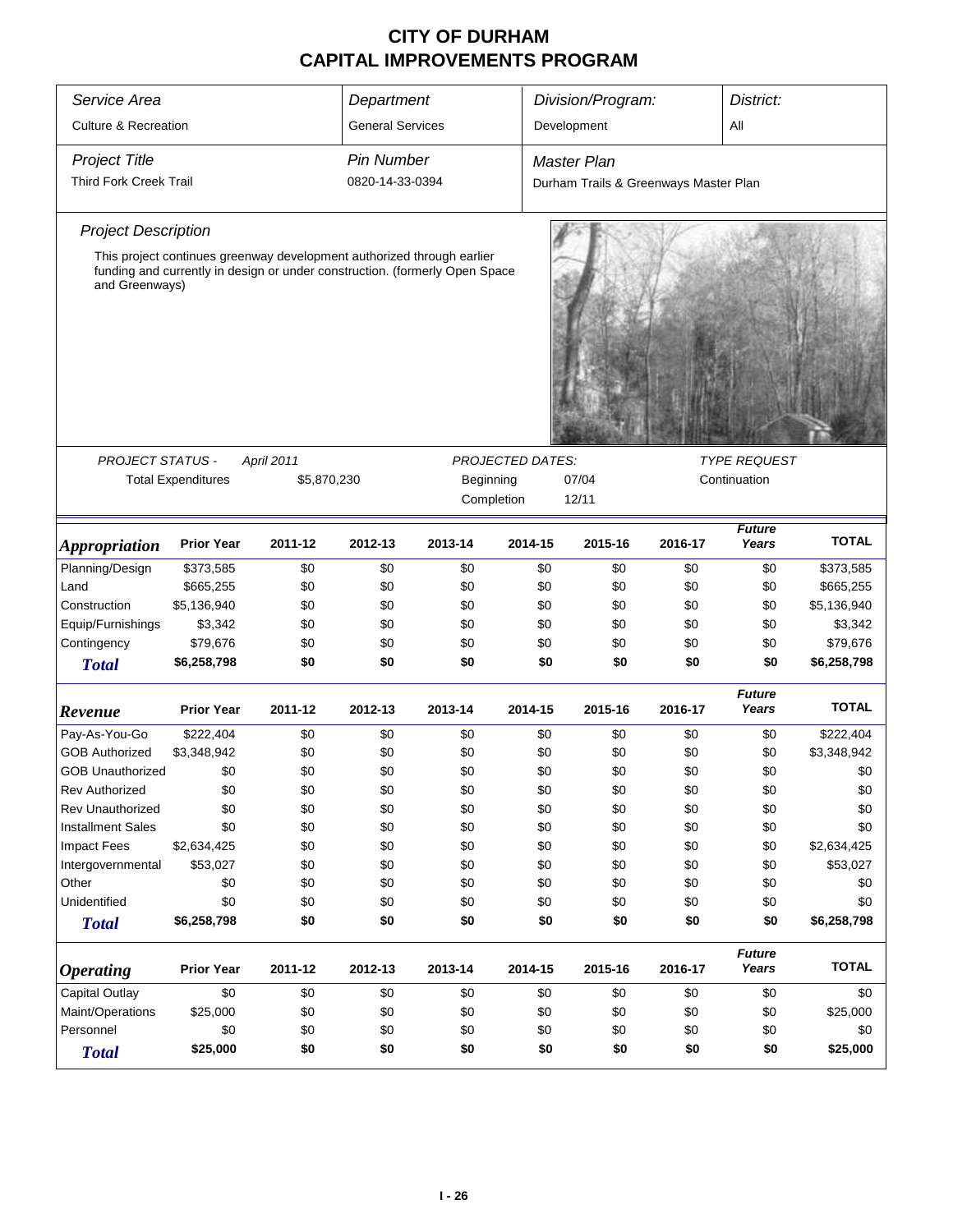# CITY OF DURHAM
# CAPITAL IMPROVEMENTS PROGRAM

| *Service Area* | *Department* | *Division/Program:* | *District:* |
|---|---|---|---|
| Culture & Recreation | General Services | Development | All |

| *Project Title* | *Pin Number* | *Master Plan* |
|---|---|---|
| Third Fork Creek Trail | 0820-14-33-0394 | Durham Trails & Greenways Master Plan |

### *Project Description*

This project continues greenway development authorized through earlier funding and currently in design or under construction. (formerly Open Space and Greenways)

| *PROJECT STATUS -* | *April 2011* | *PROJECTED DATES:* | | *TYPE REQUEST* |
|---|---|---|---|---|
| Total Expenditures | $5,870,230 | Beginning | 07/04 | Continuation |
| | | Completion | 12/11 | |

| ***Appropriation*** | **Prior Year** | **2011-12** | **2012-13** | **2013-14** | **2014-15** | **2015-16** | **2016-17** | ***Future Years*** | **TOTAL** |
|---|---|---|---|---|---|---|---|---|---|
| Planning/Design | $373,585 | $0 | $0 | $0 | $0 | $0 | $0 | $0 | $373,585 |
| Land | $665,255 | $0 | $0 | $0 | $0 | $0 | $0 | $0 | $665,255 |
| Construction | $5,136,940 | $0 | $0 | $0 | $0 | $0 | $0 | $0 | $5,136,940 |
| Equip/Furnishings | $3,342 | $0 | $0 | $0 | $0 | $0 | $0 | $0 | $3,342 |
| Contingency | $79,676 | $0 | $0 | $0 | $0 | $0 | $0 | $0 | $79,676 |
| ***Total*** | **$6,258,798** | **$0** | **$0** | **$0** | **$0** | **$0** | **$0** | **$0** | **$6,258,798** |

| ***Revenue*** | **Prior Year** | **2011-12** | **2012-13** | **2013-14** | **2014-15** | **2015-16** | **2016-17** | ***Future Years*** | **TOTAL** |
|---|---|---|---|---|---|---|---|---|---|
| Pay-As-You-Go | $222,404 | $0 | $0 | $0 | $0 | $0 | $0 | $0 | $222,404 |
| GOB Authorized | $3,348,942 | $0 | $0 | $0 | $0 | $0 | $0 | $0 | $3,348,942 |
| GOB Unauthorized | $0 | $0 | $0 | $0 | $0 | $0 | $0 | $0 | $0 |
| Rev Authorized | $0 | $0 | $0 | $0 | $0 | $0 | $0 | $0 | $0 |
| Rev Unauthorized | $0 | $0 | $0 | $0 | $0 | $0 | $0 | $0 | $0 |
| Installment Sales | $0 | $0 | $0 | $0 | $0 | $0 | $0 | $0 | $0 |
| Impact Fees | $2,634,425 | $0 | $0 | $0 | $0 | $0 | $0 | $0 | $2,634,425 |
| Intergovernmental | $53,027 | $0 | $0 | $0 | $0 | $0 | $0 | $0 | $53,027 |
| Other | $0 | $0 | $0 | $0 | $0 | $0 | $0 | $0 | $0 |
| Unidentified | $0 | $0 | $0 | $0 | $0 | $0 | $0 | $0 | $0 |
| ***Total*** | **$6,258,798** | **$0** | **$0** | **$0** | **$0** | **$0** | **$0** | **$0** | **$6,258,798** |

| ***Operating*** | **Prior Year** | **2011-12** | **2012-13** | **2013-14** | **2014-15** | **2015-16** | **2016-17** | ***Future Years*** | **TOTAL** |
|---|---|---|---|---|---|---|---|---|---|
| Capital Outlay | $0 | $0 | $0 | $0 | $0 | $0 | $0 | $0 | $0 |
| Maint/Operations | $25,000 | $0 | $0 | $0 | $0 | $0 | $0 | $0 | $25,000 |
| Personnel | $0 | $0 | $0 | $0 | $0 | $0 | $0 | $0 | $0 |
| ***Total*** | **$25,000** | **$0** | **$0** | **$0** | **$0** | **$0** | **$0** | **$0** | **$25,000** |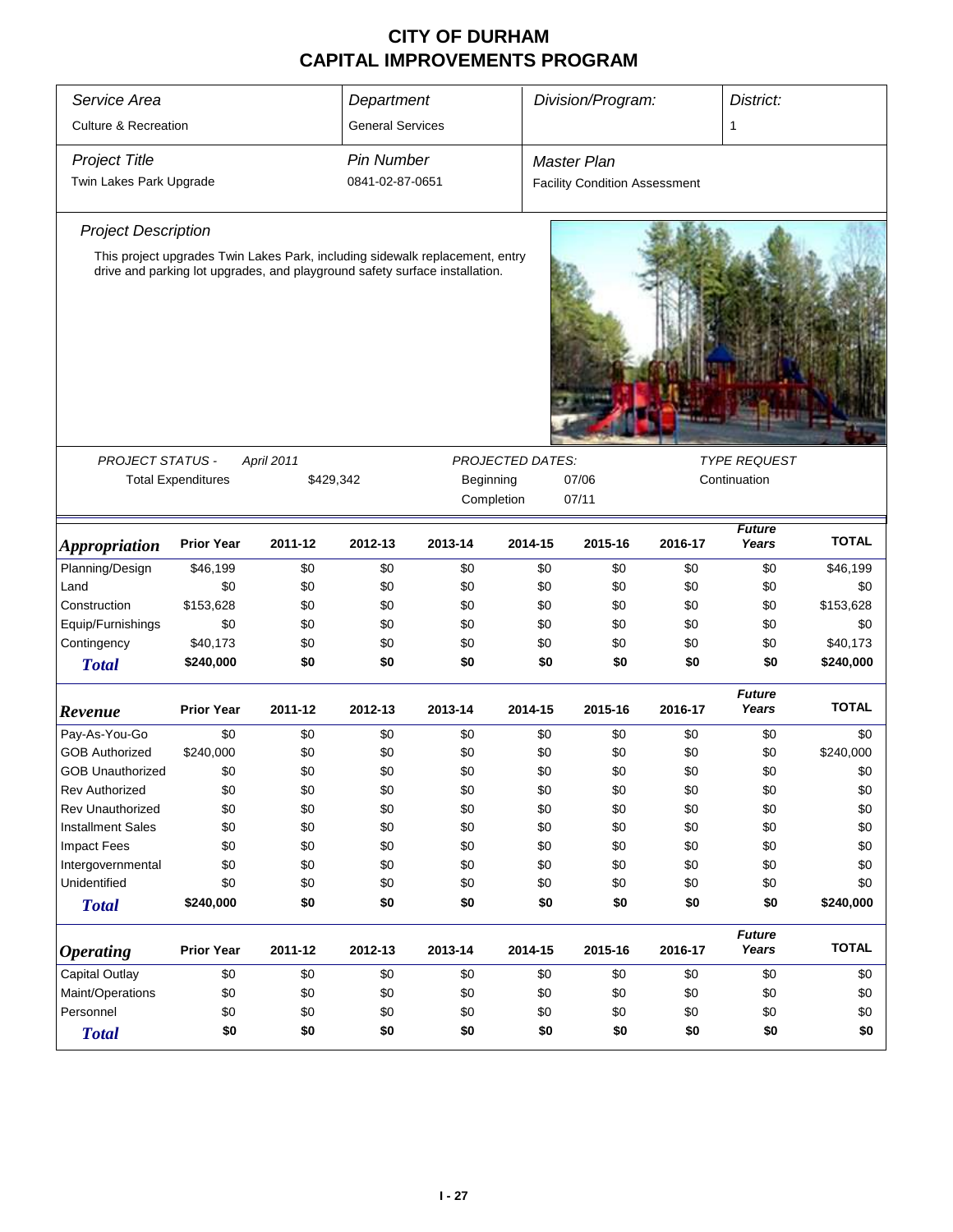# CITY OF DURHAM
# CAPITAL IMPROVEMENTS PROGRAM

| Service Area | Department | Division/Program: | District: |
|---|---|---|---|
| Culture & Recreation | General Services | | 1 |

| Project Title | Pin Number | Master Plan |
|---|---|---|
| Twin Lakes Park Upgrade | 0841-02-87-0651 | Facility Condition Assessment |

*Project Description*

This project upgrades Twin Lakes Park, including sidewalk replacement, entry drive and parking lot upgrades, and playground safety surface installation.

| PROJECT STATUS - | April 2011 | PROJECTED DATES: | | TYPE REQUEST |
|---|---|---|---|---|
| Total Expenditures | $429,342 | Beginning | 07/06 | Continuation |
| | | Completion | 07/11 | |

| Appropriation | Prior Year | 2011-12 | 2012-13 | 2013-14 | 2014-15 | 2015-16 | 2016-17 | Future Years | TOTAL |
|---|---|---|---|---|---|---|---|---|---|
| Planning/Design | $46,199 | $0 | $0 | $0 | $0 | $0 | $0 | $0 | $46,199 |
| Land | $0 | $0 | $0 | $0 | $0 | $0 | $0 | $0 | $0 |
| Construction | $153,628 | $0 | $0 | $0 | $0 | $0 | $0 | $0 | $153,628 |
| Equip/Furnishings | $0 | $0 | $0 | $0 | $0 | $0 | $0 | $0 | $0 |
| Contingency | $40,173 | $0 | $0 | $0 | $0 | $0 | $0 | $0 | $40,173 |
| **Total** | **$240,000** | **$0** | **$0** | **$0** | **$0** | **$0** | **$0** | **$0** | **$240,000** |

| Revenue | Prior Year | 2011-12 | 2012-13 | 2013-14 | 2014-15 | 2015-16 | 2016-17 | Future Years | TOTAL |
|---|---|---|---|---|---|---|---|---|---|
| Pay-As-You-Go | $0 | $0 | $0 | $0 | $0 | $0 | $0 | $0 | $0 |
| GOB Authorized | $240,000 | $0 | $0 | $0 | $0 | $0 | $0 | $0 | $240,000 |
| GOB Unauthorized | $0 | $0 | $0 | $0 | $0 | $0 | $0 | $0 | $0 |
| Rev Authorized | $0 | $0 | $0 | $0 | $0 | $0 | $0 | $0 | $0 |
| Rev Unauthorized | $0 | $0 | $0 | $0 | $0 | $0 | $0 | $0 | $0 |
| Installment Sales | $0 | $0 | $0 | $0 | $0 | $0 | $0 | $0 | $0 |
| Impact Fees | $0 | $0 | $0 | $0 | $0 | $0 | $0 | $0 | $0 |
| Intergovernmental | $0 | $0 | $0 | $0 | $0 | $0 | $0 | $0 | $0 |
| Unidentified | $0 | $0 | $0 | $0 | $0 | $0 | $0 | $0 | $0 |
| **Total** | **$240,000** | **$0** | **$0** | **$0** | **$0** | **$0** | **$0** | **$0** | **$240,000** |

| Operating | Prior Year | 2011-12 | 2012-13 | 2013-14 | 2014-15 | 2015-16 | 2016-17 | Future Years | TOTAL |
|---|---|---|---|---|---|---|---|---|---|
| Capital Outlay | $0 | $0 | $0 | $0 | $0 | $0 | $0 | $0 | $0 |
| Maint/Operations | $0 | $0 | $0 | $0 | $0 | $0 | $0 | $0 | $0 |
| Personnel | $0 | $0 | $0 | $0 | $0 | $0 | $0 | $0 | $0 |
| **Total** | **$0** | **$0** | **$0** | **$0** | **$0** | **$0** | **$0** | **$0** | **$0** |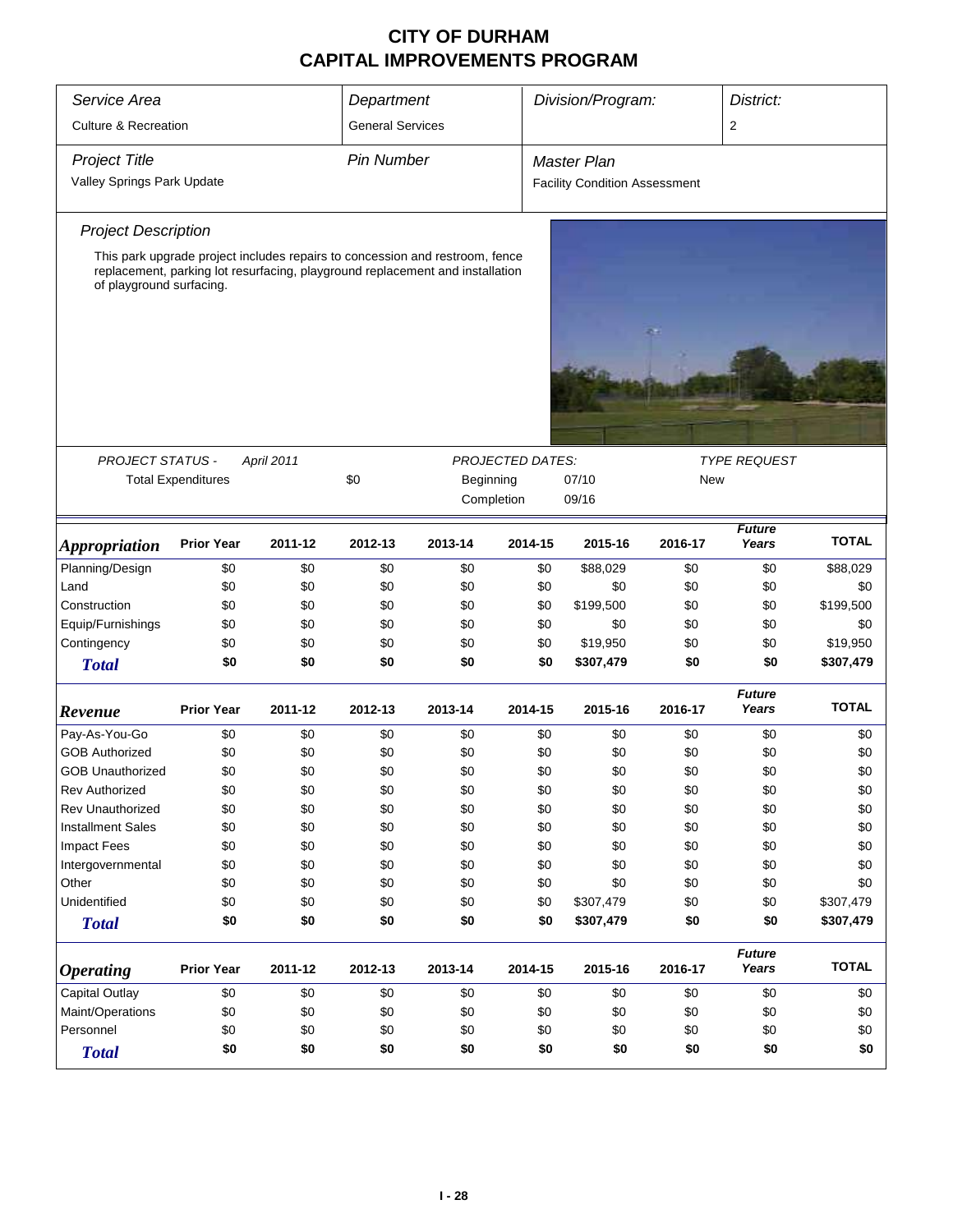# CITY OF DURHAM
# CAPITAL IMPROVEMENTS PROGRAM

| Service Area | Department | Division/Program: | District: |
|---|---|---|---|
| Culture & Recreation | General Services | | 2 |

| Project Title | Pin Number | Master Plan |
|---|---|---|
| Valley Springs Park Update | | Facility Condition Assessment |

*Project Description*

This park upgrade project includes repairs to concession and restroom, fence replacement, parking lot resurfacing, playground replacement and installation of playground surfacing.

| PROJECT STATUS - | April 2011 | | PROJECTED DATES: | | TYPE REQUEST |
|---|---|---|---|---|---|
| Total Expenditures | | $0 | Beginning | 07/10 | New |
| | | | Completion | 09/16 | |

| *Appropriation* | Prior Year | 2011-12 | 2012-13 | 2013-14 | 2014-15 | 2015-16 | 2016-17 | *Future Years* | TOTAL |
|---|---|---|---|---|---|---|---|---|---|
| Planning/Design | $0 | $0 | $0 | $0 | $0 | $88,029 | $0 | $0 | $88,029 |
| Land | $0 | $0 | $0 | $0 | $0 | $0 | $0 | $0 | $0 |
| Construction | $0 | $0 | $0 | $0 | $0 | $199,500 | $0 | $0 | $199,500 |
| Equip/Furnishings | $0 | $0 | $0 | $0 | $0 | $0 | $0 | $0 | $0 |
| Contingency | $0 | $0 | $0 | $0 | $0 | $19,950 | $0 | $0 | $19,950 |
| ***Total*** | **$0** | **$0** | **$0** | **$0** | **$0** | **$307,479** | **$0** | **$0** | **$307,479** |

| *Revenue* | Prior Year | 2011-12 | 2012-13 | 2013-14 | 2014-15 | 2015-16 | 2016-17 | *Future Years* | TOTAL |
|---|---|---|---|---|---|---|---|---|---|
| Pay-As-You-Go | $0 | $0 | $0 | $0 | $0 | $0 | $0 | $0 | $0 |
| GOB Authorized | $0 | $0 | $0 | $0 | $0 | $0 | $0 | $0 | $0 |
| GOB Unauthorized | $0 | $0 | $0 | $0 | $0 | $0 | $0 | $0 | $0 |
| Rev Authorized | $0 | $0 | $0 | $0 | $0 | $0 | $0 | $0 | $0 |
| Rev Unauthorized | $0 | $0 | $0 | $0 | $0 | $0 | $0 | $0 | $0 |
| Installment Sales | $0 | $0 | $0 | $0 | $0 | $0 | $0 | $0 | $0 |
| Impact Fees | $0 | $0 | $0 | $0 | $0 | $0 | $0 | $0 | $0 |
| Intergovernmental | $0 | $0 | $0 | $0 | $0 | $0 | $0 | $0 | $0 |
| Other | $0 | $0 | $0 | $0 | $0 | $0 | $0 | $0 | $0 |
| Unidentified | $0 | $0 | $0 | $0 | $0 | $307,479 | $0 | $0 | $307,479 |
| ***Total*** | **$0** | **$0** | **$0** | **$0** | **$0** | **$307,479** | **$0** | **$0** | **$307,479** |

| *Operating* | Prior Year | 2011-12 | 2012-13 | 2013-14 | 2014-15 | 2015-16 | 2016-17 | *Future Years* | TOTAL |
|---|---|---|---|---|---|---|---|---|---|
| Capital Outlay | $0 | $0 | $0 | $0 | $0 | $0 | $0 | $0 | $0 |
| Maint/Operations | $0 | $0 | $0 | $0 | $0 | $0 | $0 | $0 | $0 |
| Personnel | $0 | $0 | $0 | $0 | $0 | $0 | $0 | $0 | $0 |
| ***Total*** | **$0** | **$0** | **$0** | **$0** | **$0** | **$0** | **$0** | **$0** | **$0** |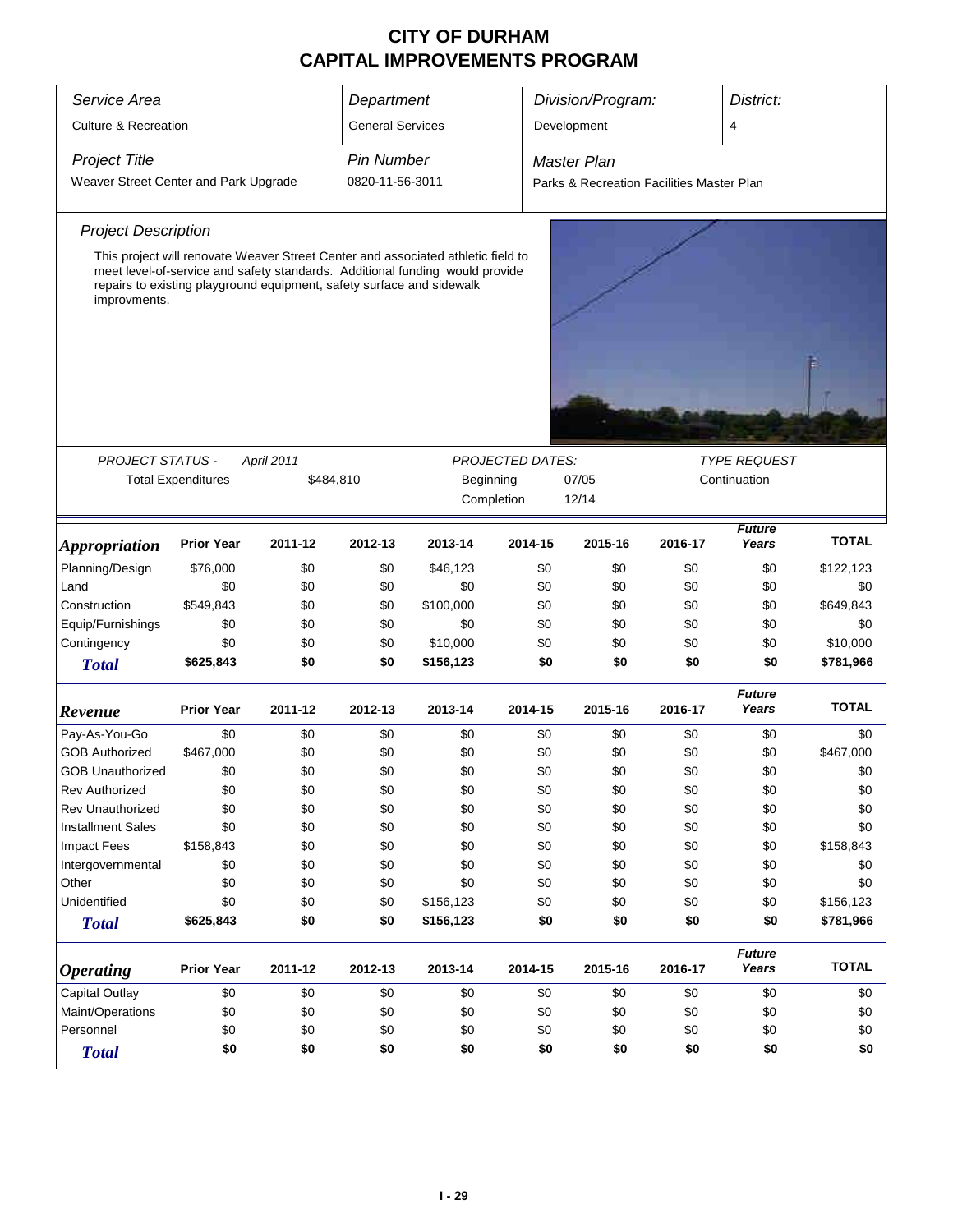# CITY OF DURHAM
# CAPITAL IMPROVEMENTS PROGRAM

| *Service Area* | *Department* | *Division/Program:* | *District:* |
|---|---|---|---|
| Culture & Recreation | General Services | Development | 4 |

| *Project Title* | *Pin Number* | *Master Plan* |
|---|---|---|
| Weaver Street Center and Park Upgrade | 0820-11-56-3011 | Parks & Recreation Facilities Master Plan |

*Project Description*

This project will renovate Weaver Street Center and associated athletic field to meet level-of-service and safety standards. Additional funding would provide repairs to existing playground equipment, safety surface and sidewalk improvments.

*PROJECT STATUS -* *April 2011*

Total Expenditures $484,810

*PROJECTED DATES:*

Beginning 07/05

Completion 12/14

*TYPE REQUEST*

Continuation

| *Appropriation* | Prior Year | 2011-12 | 2012-13 | 2013-14 | 2014-15 | 2015-16 | 2016-17 | *Future Years* | TOTAL |
|---|---|---|---|---|---|---|---|---|---|
| Planning/Design | $76,000 | $0 | $0 | $46,123 | $0 | $0 | $0 | $0 | $122,123 |
| Land | $0 | $0 | $0 | $0 | $0 | $0 | $0 | $0 | $0 |
| Construction | $549,843 | $0 | $0 | $100,000 | $0 | $0 | $0 | $0 | $649,843 |
| Equip/Furnishings | $0 | $0 | $0 | $0 | $0 | $0 | $0 | $0 | $0 |
| Contingency | $0 | $0 | $0 | $10,000 | $0 | $0 | $0 | $0 | $10,000 |
| ***Total*** | **$625,843** | **$0** | **$0** | **$156,123** | **$0** | **$0** | **$0** | **$0** | **$781,966** |

| *Revenue* | Prior Year | 2011-12 | 2012-13 | 2013-14 | 2014-15 | 2015-16 | 2016-17 | *Future Years* | TOTAL |
|---|---|---|---|---|---|---|---|---|---|
| Pay-As-You-Go | $0 | $0 | $0 | $0 | $0 | $0 | $0 | $0 | $0 |
| GOB Authorized | $467,000 | $0 | $0 | $0 | $0 | $0 | $0 | $0 | $467,000 |
| GOB Unauthorized | $0 | $0 | $0 | $0 | $0 | $0 | $0 | $0 | $0 |
| Rev Authorized | $0 | $0 | $0 | $0 | $0 | $0 | $0 | $0 | $0 |
| Rev Unauthorized | $0 | $0 | $0 | $0 | $0 | $0 | $0 | $0 | $0 |
| Installment Sales | $0 | $0 | $0 | $0 | $0 | $0 | $0 | $0 | $0 |
| Impact Fees | $158,843 | $0 | $0 | $0 | $0 | $0 | $0 | $0 | $158,843 |
| Intergovernmental | $0 | $0 | $0 | $0 | $0 | $0 | $0 | $0 | $0 |
| Other | $0 | $0 | $0 | $0 | $0 | $0 | $0 | $0 | $0 |
| Unidentified | $0 | $0 | $0 | $156,123 | $0 | $0 | $0 | $0 | $156,123 |
| ***Total*** | **$625,843** | **$0** | **$0** | **$156,123** | **$0** | **$0** | **$0** | **$0** | **$781,966** |

| *Operating* | Prior Year | 2011-12 | 2012-13 | 2013-14 | 2014-15 | 2015-16 | 2016-17 | *Future Years* | TOTAL |
|---|---|---|---|---|---|---|---|---|---|
| Capital Outlay | $0 | $0 | $0 | $0 | $0 | $0 | $0 | $0 | $0 |
| Maint/Operations | $0 | $0 | $0 | $0 | $0 | $0 | $0 | $0 | $0 |
| Personnel | $0 | $0 | $0 | $0 | $0 | $0 | $0 | $0 | $0 |
| ***Total*** | **$0** | **$0** | **$0** | **$0** | **$0** | **$0** | **$0** | **$0** | **$0** |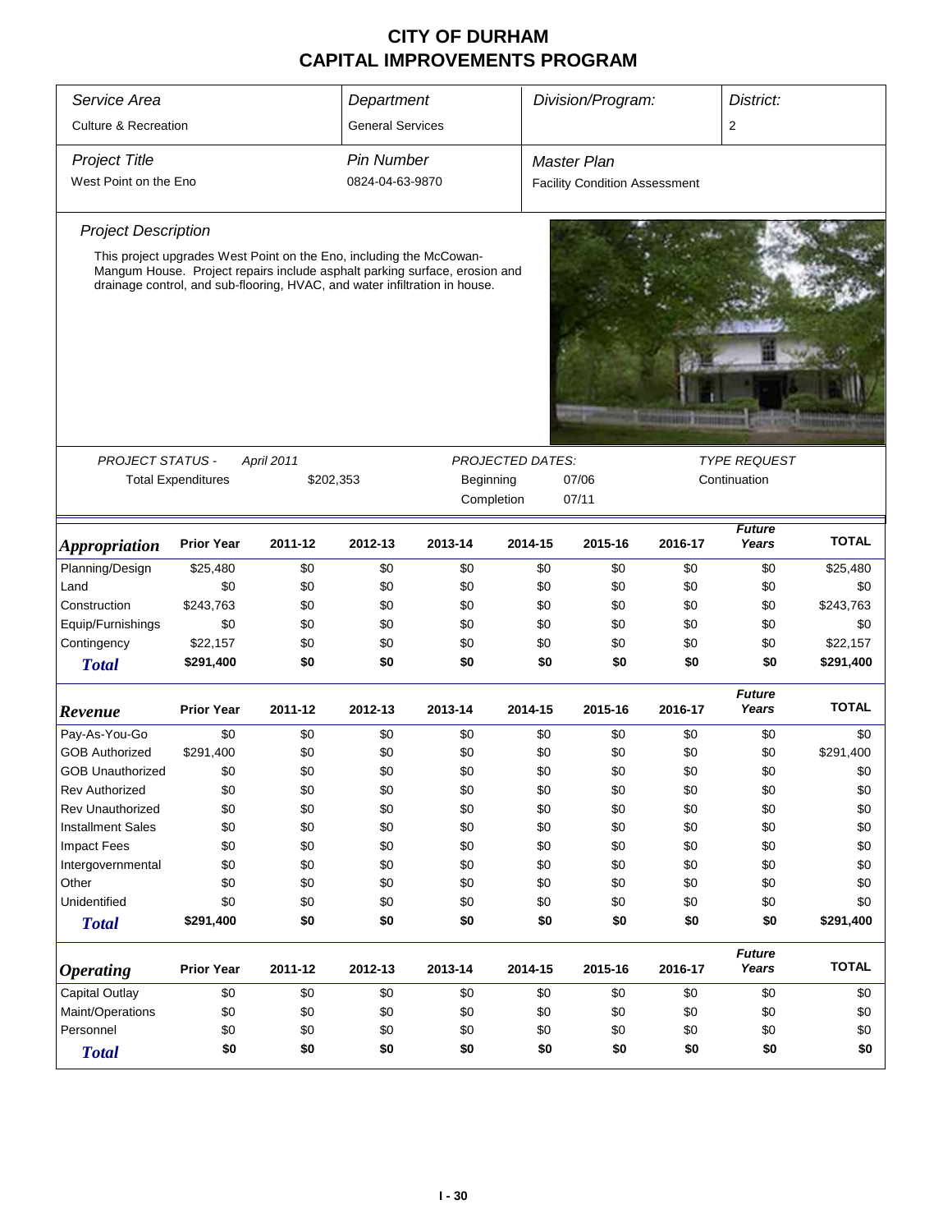# CITY OF DURHAM
# CAPITAL IMPROVEMENTS PROGRAM

| *Service Area* | *Department* | *Division/Program:* | *District:* |
|---|---|---|---|
| Culture & Recreation | General Services | | 2 |

| *Project Title* | *Pin Number* | *Master Plan* |
|---|---|---|
| West Point on the Eno | 0824-04-63-9870 | Facility Condition Assessment |

### *Project Description*

This project upgrades West Point on the Eno, including the McCowan-Mangum House. Project repairs include asphalt parking surface, erosion and drainage control, and sub-flooring, HVAC, and water infiltration in house.

| *PROJECT STATUS -* | *April 2011* | *PROJECTED DATES:* | | *TYPE REQUEST* |
|---|---|---|---|---|
| Total Expenditures | $202,353 | Beginning | 07/06 | Continuation |
| | | Completion | 07/11 | |

| *Appropriation* | Prior Year | 2011-12 | 2012-13 | 2013-14 | 2014-15 | 2015-16 | 2016-17 | *Future Years* | TOTAL |
|---|---|---|---|---|---|---|---|---|---|
| Planning/Design | $25,480 | $0 | $0 | $0 | $0 | $0 | $0 | $0 | $25,480 |
| Land | $0 | $0 | $0 | $0 | $0 | $0 | $0 | $0 | $0 |
| Construction | $243,763 | $0 | $0 | $0 | $0 | $0 | $0 | $0 | $243,763 |
| Equip/Furnishings | $0 | $0 | $0 | $0 | $0 | $0 | $0 | $0 | $0 |
| Contingency | $22,157 | $0 | $0 | $0 | $0 | $0 | $0 | $0 | $22,157 |
| ***Total*** | **$291,400** | **$0** | **$0** | **$0** | **$0** | **$0** | **$0** | **$0** | **$291,400** |

| *Revenue* | Prior Year | 2011-12 | 2012-13 | 2013-14 | 2014-15 | 2015-16 | 2016-17 | *Future Years* | TOTAL |
|---|---|---|---|---|---|---|---|---|---|
| Pay-As-You-Go | $0 | $0 | $0 | $0 | $0 | $0 | $0 | $0 | $0 |
| GOB Authorized | $291,400 | $0 | $0 | $0 | $0 | $0 | $0 | $0 | $291,400 |
| GOB Unauthorized | $0 | $0 | $0 | $0 | $0 | $0 | $0 | $0 | $0 |
| Rev Authorized | $0 | $0 | $0 | $0 | $0 | $0 | $0 | $0 | $0 |
| Rev Unauthorized | $0 | $0 | $0 | $0 | $0 | $0 | $0 | $0 | $0 |
| Installment Sales | $0 | $0 | $0 | $0 | $0 | $0 | $0 | $0 | $0 |
| Impact Fees | $0 | $0 | $0 | $0 | $0 | $0 | $0 | $0 | $0 |
| Intergovernmental | $0 | $0 | $0 | $0 | $0 | $0 | $0 | $0 | $0 |
| Other | $0 | $0 | $0 | $0 | $0 | $0 | $0 | $0 | $0 |
| Unidentified | $0 | $0 | $0 | $0 | $0 | $0 | $0 | $0 | $0 |
| ***Total*** | **$291,400** | **$0** | **$0** | **$0** | **$0** | **$0** | **$0** | **$0** | **$291,400** |

| *Operating* | Prior Year | 2011-12 | 2012-13 | 2013-14 | 2014-15 | 2015-16 | 2016-17 | *Future Years* | TOTAL |
|---|---|---|---|---|---|---|---|---|---|
| Capital Outlay | $0 | $0 | $0 | $0 | $0 | $0 | $0 | $0 | $0 |
| Maint/Operations | $0 | $0 | $0 | $0 | $0 | $0 | $0 | $0 | $0 |
| Personnel | $0 | $0 | $0 | $0 | $0 | $0 | $0 | $0 | $0 |
| ***Total*** | **$0** | **$0** | **$0** | **$0** | **$0** | **$0** | **$0** | **$0** | **$0** |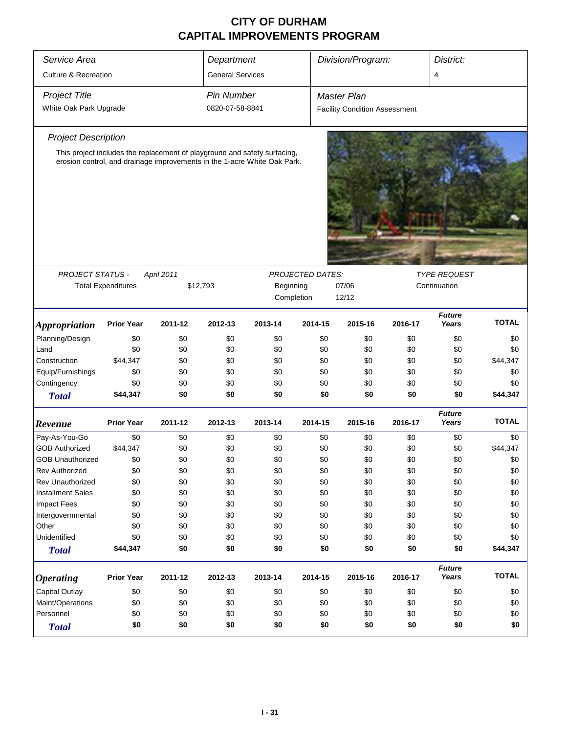# CITY OF DURHAM
# CAPITAL IMPROVEMENTS PROGRAM

| Service Area | Department | Division/Program: | District: |
|---|---|---|---|
| Culture & Recreation | General Services | | 4 |

| Project Title | Pin Number | Master Plan |
|---|---|---|
| White Oak Park Upgrade | 0820-07-58-8841 | Facility Condition Assessment |

*Project Description*

This project includes the replacement of playground and safety surfacing, erosion control, and drainage improvements in the 1-acre White Oak Park.

| PROJECT STATUS - | April 2011 | PROJECTED DATES: | | TYPE REQUEST |
|---|---|---|---|---|
| Total Expenditures | $12,793 | Beginning | 07/06 | Continuation |
| | | Completion | 12/12 | |

| *Appropriation* | Prior Year | 2011-12 | 2012-13 | 2013-14 | 2014-15 | 2015-16 | 2016-17 | *Future Years* | TOTAL |
|---|---|---|---|---|---|---|---|---|---|
| Planning/Design | $0 | $0 | $0 | $0 | $0 | $0 | $0 | $0 | $0 |
| Land | $0 | $0 | $0 | $0 | $0 | $0 | $0 | $0 | $0 |
| Construction | $44,347 | $0 | $0 | $0 | $0 | $0 | $0 | $0 | $44,347 |
| Equip/Furnishings | $0 | $0 | $0 | $0 | $0 | $0 | $0 | $0 | $0 |
| Contingency | $0 | $0 | $0 | $0 | $0 | $0 | $0 | $0 | $0 |
| **Total** | **$44,347** | **$0** | **$0** | **$0** | **$0** | **$0** | **$0** | **$0** | **$44,347** |

| *Revenue* | Prior Year | 2011-12 | 2012-13 | 2013-14 | 2014-15 | 2015-16 | 2016-17 | *Future Years* | TOTAL |
|---|---|---|---|---|---|---|---|---|---|
| Pay-As-You-Go | $0 | $0 | $0 | $0 | $0 | $0 | $0 | $0 | $0 |
| GOB Authorized | $44,347 | $0 | $0 | $0 | $0 | $0 | $0 | $0 | $44,347 |
| GOB Unauthorized | $0 | $0 | $0 | $0 | $0 | $0 | $0 | $0 | $0 |
| Rev Authorized | $0 | $0 | $0 | $0 | $0 | $0 | $0 | $0 | $0 |
| Rev Unauthorized | $0 | $0 | $0 | $0 | $0 | $0 | $0 | $0 | $0 |
| Installment Sales | $0 | $0 | $0 | $0 | $0 | $0 | $0 | $0 | $0 |
| Impact Fees | $0 | $0 | $0 | $0 | $0 | $0 | $0 | $0 | $0 |
| Intergovernmental | $0 | $0 | $0 | $0 | $0 | $0 | $0 | $0 | $0 |
| Other | $0 | $0 | $0 | $0 | $0 | $0 | $0 | $0 | $0 |
| Unidentified | $0 | $0 | $0 | $0 | $0 | $0 | $0 | $0 | $0 |
| **Total** | **$44,347** | **$0** | **$0** | **$0** | **$0** | **$0** | **$0** | **$0** | **$44,347** |

| *Operating* | Prior Year | 2011-12 | 2012-13 | 2013-14 | 2014-15 | 2015-16 | 2016-17 | *Future Years* | TOTAL |
|---|---|---|---|---|---|---|---|---|---|
| Capital Outlay | $0 | $0 | $0 | $0 | $0 | $0 | $0 | $0 | $0 |
| Maint/Operations | $0 | $0 | $0 | $0 | $0 | $0 | $0 | $0 | $0 |
| Personnel | $0 | $0 | $0 | $0 | $0 | $0 | $0 | $0 | $0 |
| **Total** | **$0** | **$0** | **$0** | **$0** | **$0** | **$0** | **$0** | **$0** | **$0** |